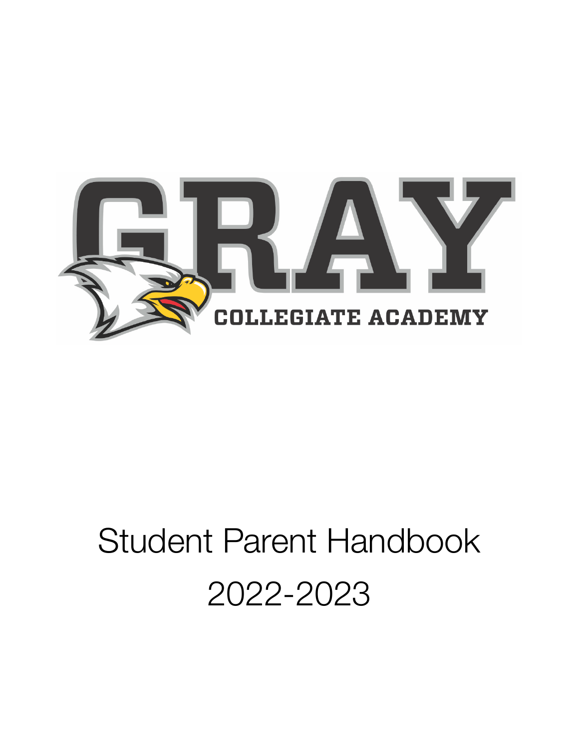# GRAY COLLEGIATE ACADEMY

# Student Parent Handbook

# 2022-2023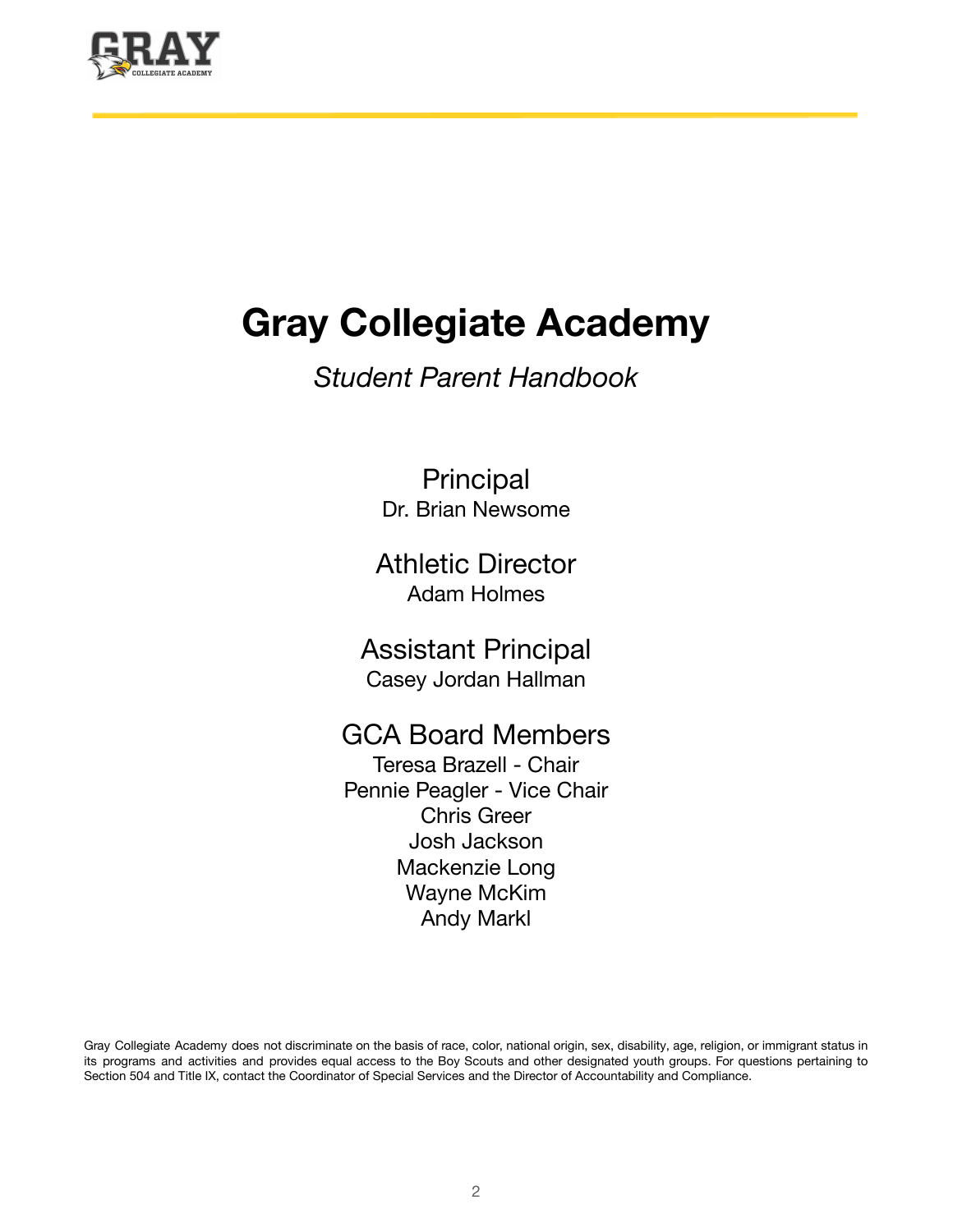# Gray Collegiate Academy

*Student Parent Handbook*

## Principal

Dr. Brian Newsome

## Athletic Director

Adam Holmes

## Assistant Principal

Casey Jordan Hallman

## GCA Board Members

Teresa Brazell - Chair
Pennie Peagler - Vice Chair
Chris Greer
Josh Jackson
Mackenzie Long
Wayne McKim
Andy Markl

Gray Collegiate Academy does not discriminate on the basis of race, color, national origin, sex, disability, age, religion, or immigrant status in its programs and activities and provides equal access to the Boy Scouts and other designated youth groups. For questions pertaining to Section 504 and Title IX, contact the Coordinator of Special Services and the Director of Accountability and Compliance.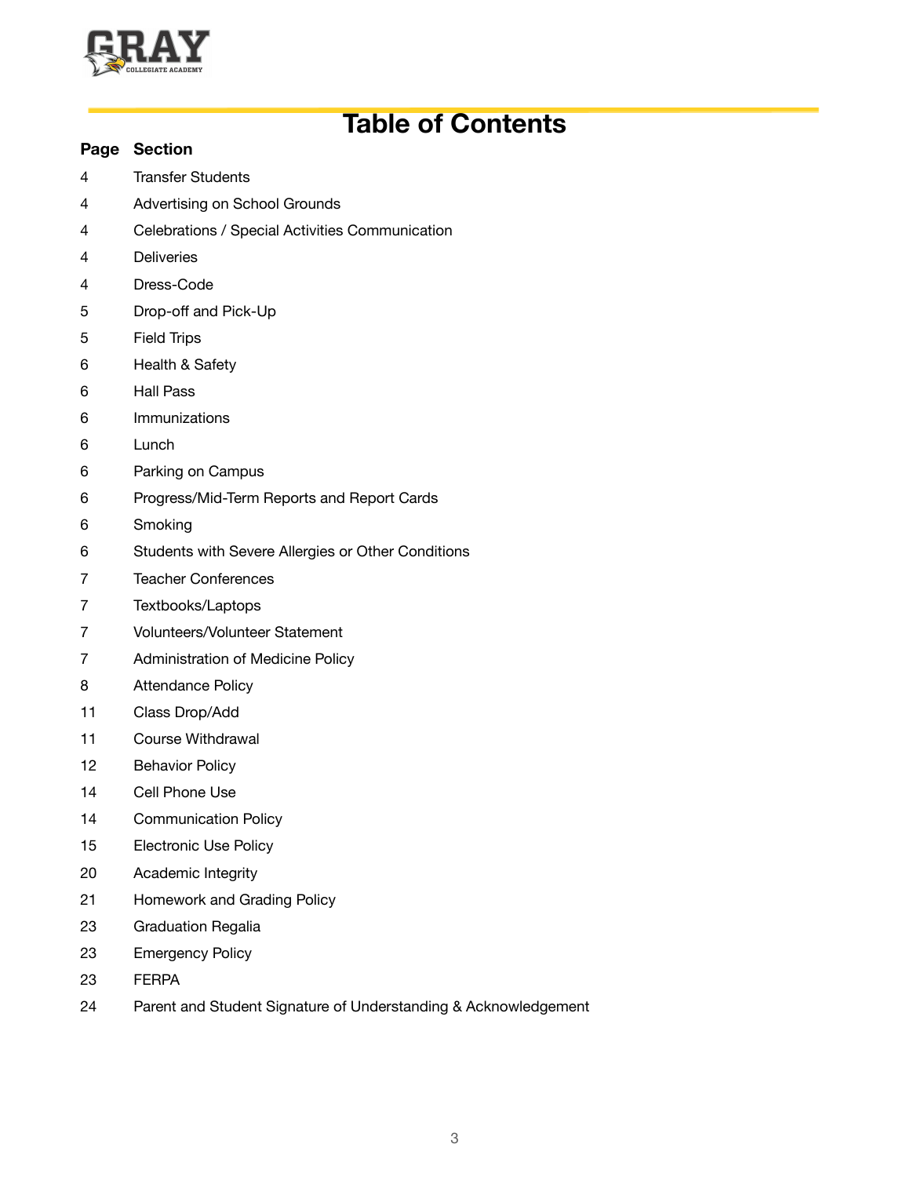# Table of Contents

| Page | Section |
| --- | --- |
| 4 | Transfer Students |
| 4 | Advertising on School Grounds |
| 4 | Celebrations / Special Activities Communication |
| 4 | Deliveries |
| 4 | Dress-Code |
| 5 | Drop-off and Pick-Up |
| 5 | Field Trips |
| 6 | Health & Safety |
| 6 | Hall Pass |
| 6 | Immunizations |
| 6 | Lunch |
| 6 | Parking on Campus |
| 6 | Progress/Mid-Term Reports and Report Cards |
| 6 | Smoking |
| 6 | Students with Severe Allergies or Other Conditions |
| 7 | Teacher Conferences |
| 7 | Textbooks/Laptops |
| 7 | Volunteers/Volunteer Statement |
| 7 | Administration of Medicine Policy |
| 8 | Attendance Policy |
| 11 | Class Drop/Add |
| 11 | Course Withdrawal |
| 12 | Behavior Policy |
| 14 | Cell Phone Use |
| 14 | Communication Policy |
| 15 | Electronic Use Policy |
| 20 | Academic Integrity |
| 21 | Homework and Grading Policy |
| 23 | Graduation Regalia |
| 23 | Emergency Policy |
| 23 | FERPA |
| 24 | Parent and Student Signature of Understanding & Acknowledgement |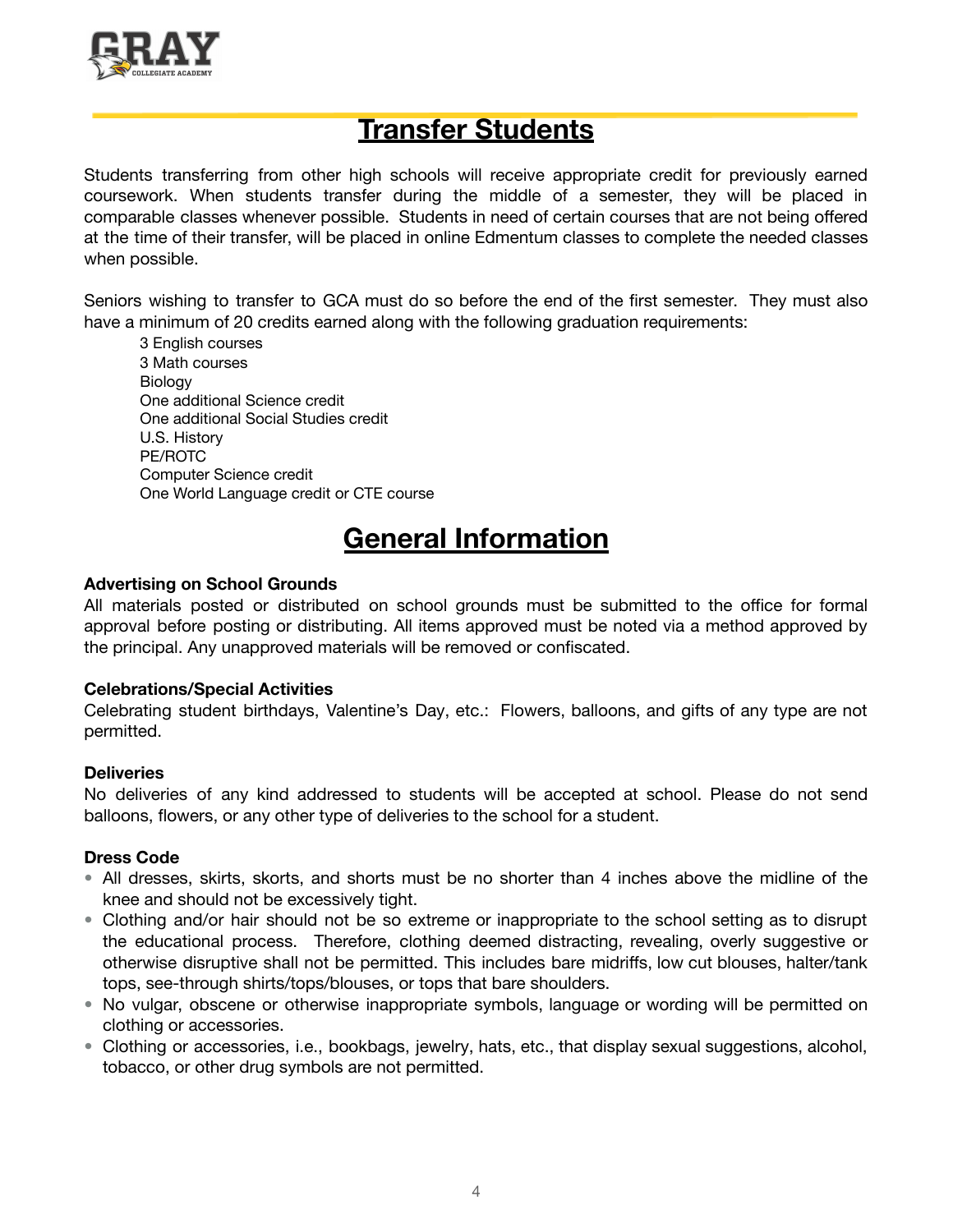## Transfer Students

Students transferring from other high schools will receive appropriate credit for previously earned coursework. When students transfer during the middle of a semester, they will be placed in comparable classes whenever possible. Students in need of certain courses that are not being offered at the time of their transfer, will be placed in online Edmentum classes to complete the needed classes when possible.

Seniors wishing to transfer to GCA must do so before the end of the first semester. They must also have a minimum of 20 credits earned along with the following graduation requirements:

- 3 English courses
- 3 Math courses
- Biology
- One additional Science credit
- One additional Social Studies credit
- U.S. History
- PE/ROTC
- Computer Science credit
- One World Language credit or CTE course

## General Information

**Advertising on School Grounds**

All materials posted or distributed on school grounds must be submitted to the office for formal approval before posting or distributing. All items approved must be noted via a method approved by the principal. Any unapproved materials will be removed or confiscated.

**Celebrations/Special Activities**

Celebrating student birthdays, Valentine's Day, etc.: Flowers, balloons, and gifts of any type are not permitted.

**Deliveries**

No deliveries of any kind addressed to students will be accepted at school. Please do not send balloons, flowers, or any other type of deliveries to the school for a student.

**Dress Code**

- All dresses, skirts, skorts, and shorts must be no shorter than 4 inches above the midline of the knee and should not be excessively tight.
- Clothing and/or hair should not be so extreme or inappropriate to the school setting as to disrupt the educational process. Therefore, clothing deemed distracting, revealing, overly suggestive or otherwise disruptive shall not be permitted. This includes bare midriffs, low cut blouses, halter/tank tops, see-through shirts/tops/blouses, or tops that bare shoulders.
- No vulgar, obscene or otherwise inappropriate symbols, language or wording will be permitted on clothing or accessories.
- Clothing or accessories, i.e., bookbags, jewelry, hats, etc., that display sexual suggestions, alcohol, tobacco, or other drug symbols are not permitted.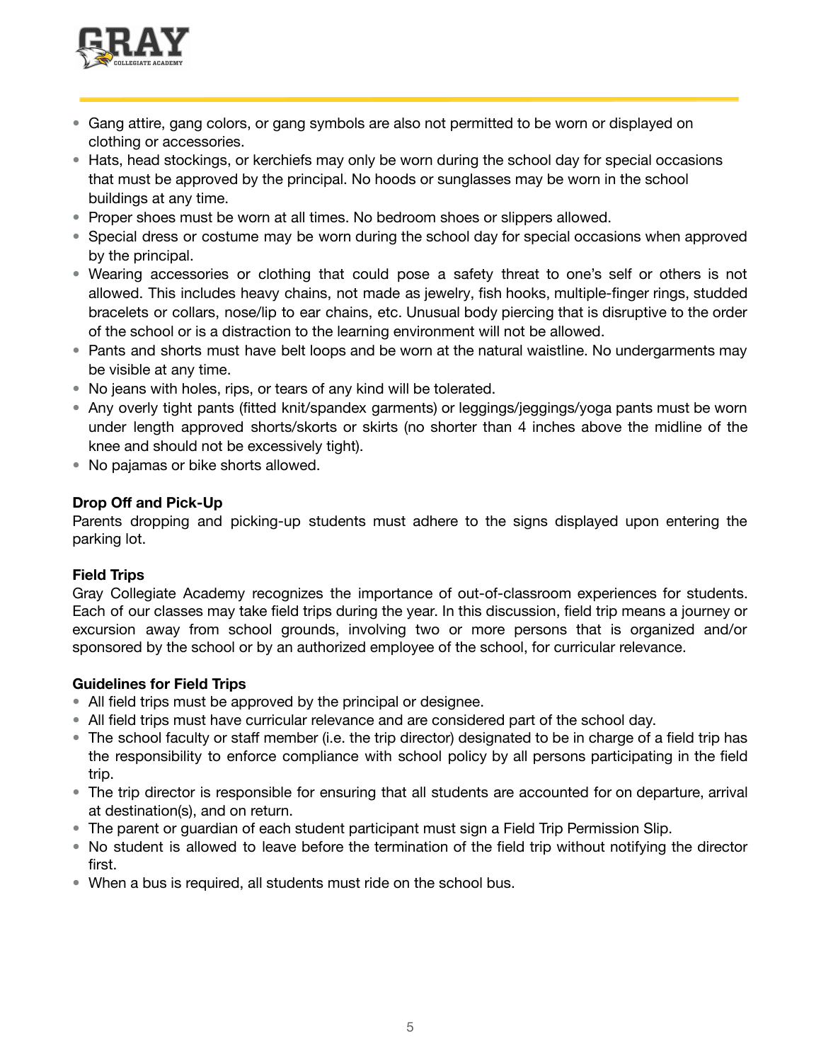- Gang attire, gang colors, or gang symbols are also not permitted to be worn or displayed on clothing or accessories.
- Hats, head stockings, or kerchiefs may only be worn during the school day for special occasions that must be approved by the principal. No hoods or sunglasses may be worn in the school buildings at any time.
- Proper shoes must be worn at all times. No bedroom shoes or slippers allowed.
- Special dress or costume may be worn during the school day for special occasions when approved by the principal.
- Wearing accessories or clothing that could pose a safety threat to one's self or others is not allowed. This includes heavy chains, not made as jewelry, fish hooks, multiple-finger rings, studded bracelets or collars, nose/lip to ear chains, etc. Unusual body piercing that is disruptive to the order of the school or is a distraction to the learning environment will not be allowed.
- Pants and shorts must have belt loops and be worn at the natural waistline. No undergarments may be visible at any time.
- No jeans with holes, rips, or tears of any kind will be tolerated.
- Any overly tight pants (fitted knit/spandex garments) or leggings/jeggings/yoga pants must be worn under length approved shorts/skorts or skirts (no shorter than 4 inches above the midline of the knee and should not be excessively tight).
- No pajamas or bike shorts allowed.

**Drop Off and Pick-Up**

Parents dropping and picking-up students must adhere to the signs displayed upon entering the parking lot.

**Field Trips**

Gray Collegiate Academy recognizes the importance of out-of-classroom experiences for students. Each of our classes may take field trips during the year. In this discussion, field trip means a journey or excursion away from school grounds, involving two or more persons that is organized and/or sponsored by the school or by an authorized employee of the school, for curricular relevance.

**Guidelines for Field Trips**

- All field trips must be approved by the principal or designee.
- All field trips must have curricular relevance and are considered part of the school day.
- The school faculty or staff member (i.e. the trip director) designated to be in charge of a field trip has the responsibility to enforce compliance with school policy by all persons participating in the field trip.
- The trip director is responsible for ensuring that all students are accounted for on departure, arrival at destination(s), and on return.
- The parent or guardian of each student participant must sign a Field Trip Permission Slip.
- No student is allowed to leave before the termination of the field trip without notifying the director first.
- When a bus is required, all students must ride on the school bus.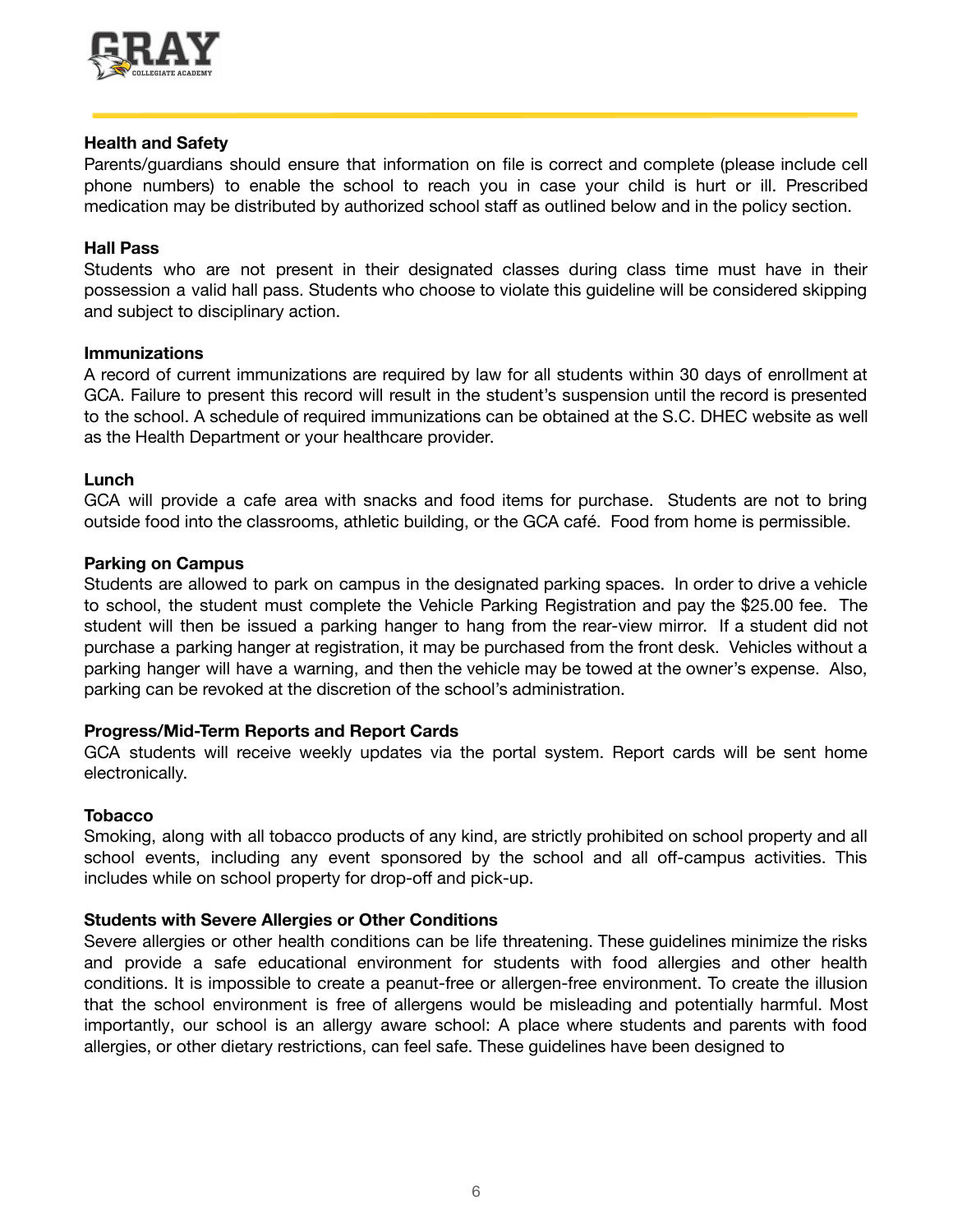**Health and Safety**

Parents/guardians should ensure that information on file is correct and complete (please include cell phone numbers) to enable the school to reach you in case your child is hurt or ill. Prescribed medication may be distributed by authorized school staff as outlined below and in the policy section.

**Hall Pass**

Students who are not present in their designated classes during class time must have in their possession a valid hall pass. Students who choose to violate this guideline will be considered skipping and subject to disciplinary action.

**Immunizations**

A record of current immunizations are required by law for all students within 30 days of enrollment at GCA. Failure to present this record will result in the student's suspension until the record is presented to the school. A schedule of required immunizations can be obtained at the S.C. DHEC website as well as the Health Department or your healthcare provider.

**Lunch**

GCA will provide a cafe area with snacks and food items for purchase. Students are not to bring outside food into the classrooms, athletic building, or the GCA café. Food from home is permissible.

**Parking on Campus**

Students are allowed to park on campus in the designated parking spaces. In order to drive a vehicle to school, the student must complete the Vehicle Parking Registration and pay the $25.00 fee. The student will then be issued a parking hanger to hang from the rear-view mirror. If a student did not purchase a parking hanger at registration, it may be purchased from the front desk. Vehicles without a parking hanger will have a warning, and then the vehicle may be towed at the owner's expense. Also, parking can be revoked at the discretion of the school's administration.

**Progress/Mid-Term Reports and Report Cards**

GCA students will receive weekly updates via the portal system. Report cards will be sent home electronically.

**Tobacco**

Smoking, along with all tobacco products of any kind, are strictly prohibited on school property and all school events, including any event sponsored by the school and all off-campus activities. This includes while on school property for drop-off and pick-up.

**Students with Severe Allergies or Other Conditions**

Severe allergies or other health conditions can be life threatening. These guidelines minimize the risks and provide a safe educational environment for students with food allergies and other health conditions. It is impossible to create a peanut-free or allergen-free environment. To create the illusion that the school environment is free of allergens would be misleading and potentially harmful. Most importantly, our school is an allergy aware school: A place where students and parents with food allergies, or other dietary restrictions, can feel safe. These guidelines have been designed to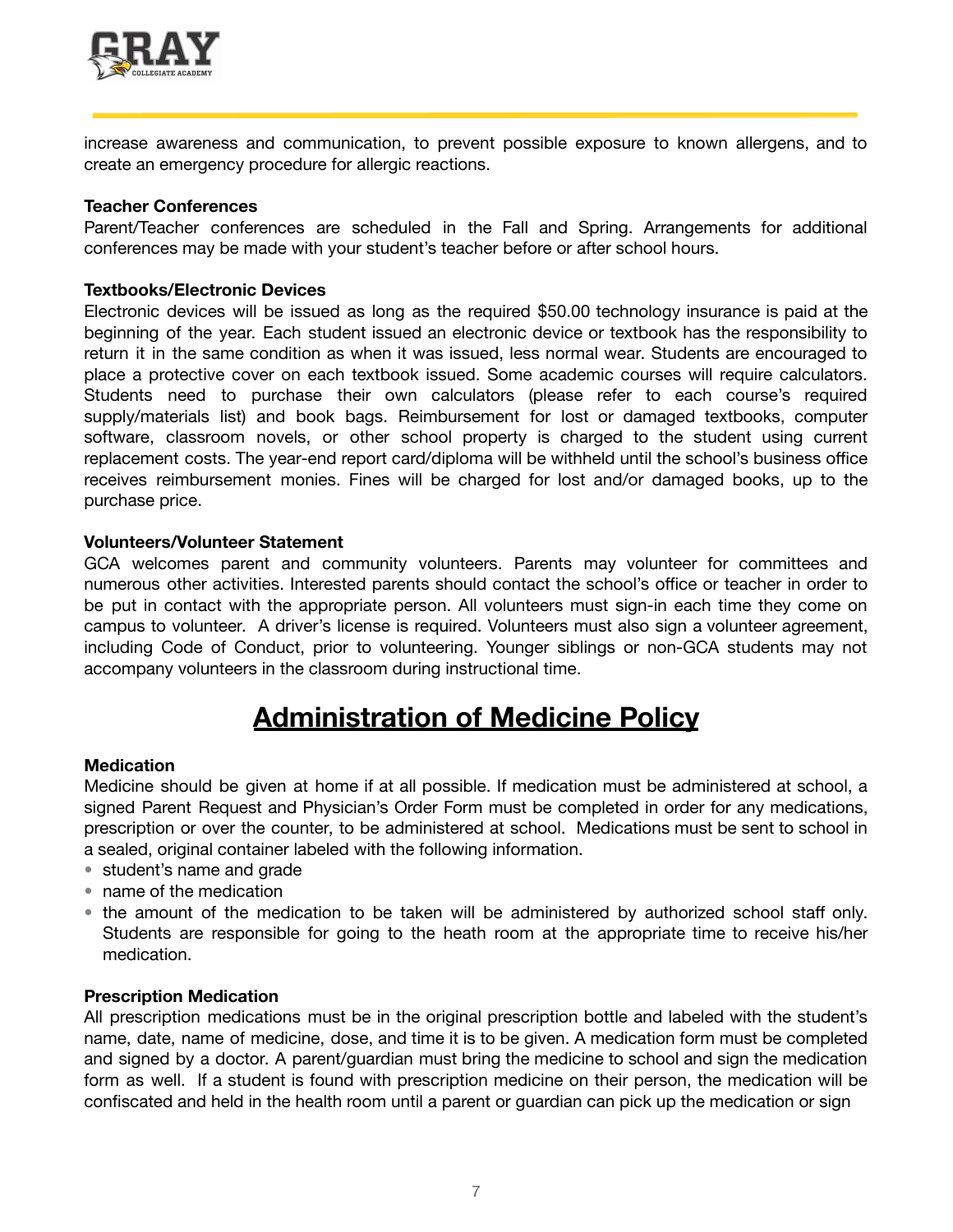increase awareness and communication, to prevent possible exposure to known allergens, and to create an emergency procedure for allergic reactions.

**Teacher Conferences**
Parent/Teacher conferences are scheduled in the Fall and Spring. Arrangements for additional conferences may be made with your student's teacher before or after school hours.

**Textbooks/Electronic Devices**
Electronic devices will be issued as long as the required $50.00 technology insurance is paid at the beginning of the year. Each student issued an electronic device or textbook has the responsibility to return it in the same condition as when it was issued, less normal wear. Students are encouraged to place a protective cover on each textbook issued. Some academic courses will require calculators. Students need to purchase their own calculators (please refer to each course's required supply/materials list) and book bags. Reimbursement for lost or damaged textbooks, computer software, classroom novels, or other school property is charged to the student using current replacement costs. The year-end report card/diploma will be withheld until the school's business office receives reimbursement monies. Fines will be charged for lost and/or damaged books, up to the purchase price.

**Volunteers/Volunteer Statement**
GCA welcomes parent and community volunteers. Parents may volunteer for committees and numerous other activities. Interested parents should contact the school's office or teacher in order to be put in contact with the appropriate person. All volunteers must sign-in each time they come on campus to volunteer. A driver's license is required. Volunteers must also sign a volunteer agreement, including Code of Conduct, prior to volunteering. Younger siblings or non-GCA students may not accompany volunteers in the classroom during instructional time.

# Administration of Medicine Policy

**Medication**
Medicine should be given at home if at all possible. If medication must be administered at school, a signed Parent Request and Physician's Order Form must be completed in order for any medications, prescription or over the counter, to be administered at school. Medications must be sent to school in a sealed, original container labeled with the following information.

- student's name and grade
- name of the medication
- the amount of the medication to be taken will be administered by authorized school staff only. Students are responsible for going to the heath room at the appropriate time to receive his/her medication.

**Prescription Medication**
All prescription medications must be in the original prescription bottle and labeled with the student's name, date, name of medicine, dose, and time it is to be given. A medication form must be completed and signed by a doctor. A parent/guardian must bring the medicine to school and sign the medication form as well. If a student is found with prescription medicine on their person, the medication will be confiscated and held in the health room until a parent or guardian can pick up the medication or sign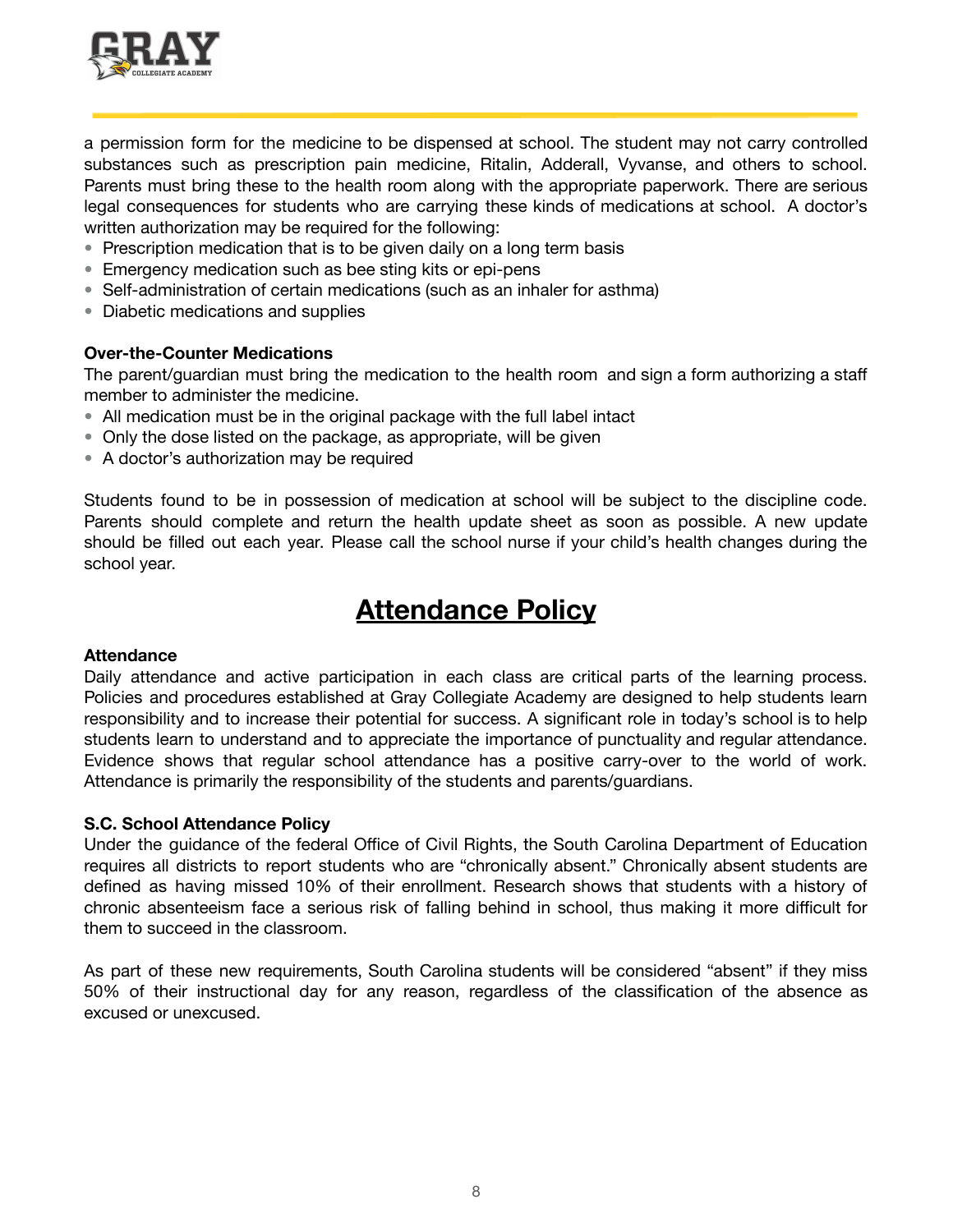a permission form for the medicine to be dispensed at school. The student may not carry controlled substances such as prescription pain medicine, Ritalin, Adderall, Vyvanse, and others to school. Parents must bring these to the health room along with the appropriate paperwork. There are serious legal consequences for students who are carrying these kinds of medications at school. A doctor's written authorization may be required for the following:

- Prescription medication that is to be given daily on a long term basis
- Emergency medication such as bee sting kits or epi-pens
- Self-administration of certain medications (such as an inhaler for asthma)
- Diabetic medications and supplies

**Over-the-Counter Medications**

The parent/guardian must bring the medication to the health room and sign a form authorizing a staff member to administer the medicine.

- All medication must be in the original package with the full label intact
- Only the dose listed on the package, as appropriate, will be given
- A doctor's authorization may be required

Students found to be in possession of medication at school will be subject to the discipline code. Parents should complete and return the health update sheet as soon as possible. A new update should be filled out each year. Please call the school nurse if your child's health changes during the school year.

# Attendance Policy

**Attendance**

Daily attendance and active participation in each class are critical parts of the learning process. Policies and procedures established at Gray Collegiate Academy are designed to help students learn responsibility and to increase their potential for success. A significant role in today's school is to help students learn to understand and to appreciate the importance of punctuality and regular attendance. Evidence shows that regular school attendance has a positive carry-over to the world of work. Attendance is primarily the responsibility of the students and parents/guardians.

**S.C. School Attendance Policy**

Under the guidance of the federal Office of Civil Rights, the South Carolina Department of Education requires all districts to report students who are "chronically absent." Chronically absent students are defined as having missed 10% of their enrollment. Research shows that students with a history of chronic absenteeism face a serious risk of falling behind in school, thus making it more difficult for them to succeed in the classroom.

As part of these new requirements, South Carolina students will be considered "absent" if they miss 50% of their instructional day for any reason, regardless of the classification of the absence as excused or unexcused.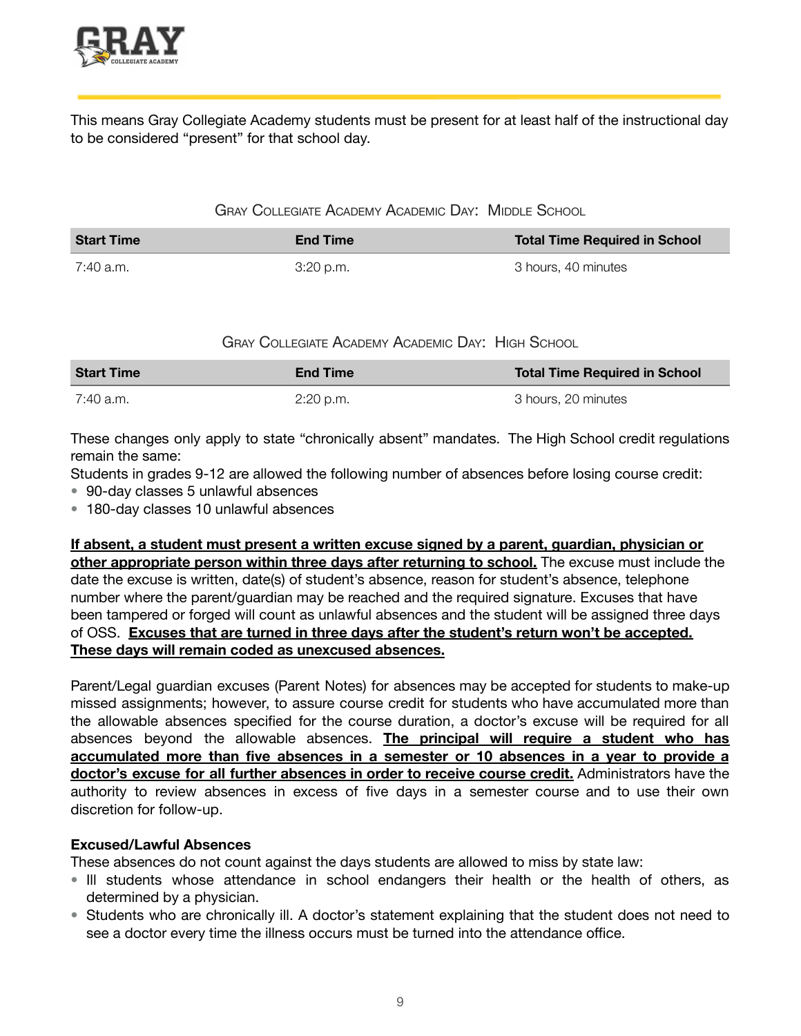This means Gray Collegiate Academy students must be present for at least half of the instructional day to be considered "present" for that school day.

Gray Collegiate Academy Academic Day: Middle School

| Start Time | End Time | Total Time Required in School |
| --- | --- | --- |
| 7:40 a.m. | 3:20 p.m. | 3 hours, 40 minutes |

Gray Collegiate Academy Academic Day: High School

| Start Time | End Time | Total Time Required in School |
| --- | --- | --- |
| 7:40 a.m. | 2:20 p.m. | 3 hours, 20 minutes |

These changes only apply to state "chronically absent" mandates. The High School credit regulations remain the same:

Students in grades 9-12 are allowed the following number of absences before losing course credit:

- 90-day classes 5 unlawful absences
- 180-day classes 10 unlawful absences

**If absent, a student must present a written excuse signed by a parent, guardian, physician or other appropriate person within three days after returning to school.** The excuse must include the date the excuse is written, date(s) of student's absence, reason for student's absence, telephone number where the parent/guardian may be reached and the required signature. Excuses that have been tampered or forged will count as unlawful absences and the student will be assigned three days of OSS. **Excuses that are turned in three days after the student's return won't be accepted. These days will remain coded as unexcused absences.**

Parent/Legal guardian excuses (Parent Notes) for absences may be accepted for students to make-up missed assignments; however, to assure course credit for students who have accumulated more than the allowable absences specified for the course duration, a doctor's excuse will be required for all absences beyond the allowable absences. **The principal will require a student who has accumulated more than five absences in a semester or 10 absences in a year to provide a doctor's excuse for all further absences in order to receive course credit.** Administrators have the authority to review absences in excess of five days in a semester course and to use their own discretion for follow-up.

**Excused/Lawful Absences**

These absences do not count against the days students are allowed to miss by state law:

- Ill students whose attendance in school endangers their health or the health of others, as determined by a physician.
- Students who are chronically ill. A doctor's statement explaining that the student does not need to see a doctor every time the illness occurs must be turned into the attendance office.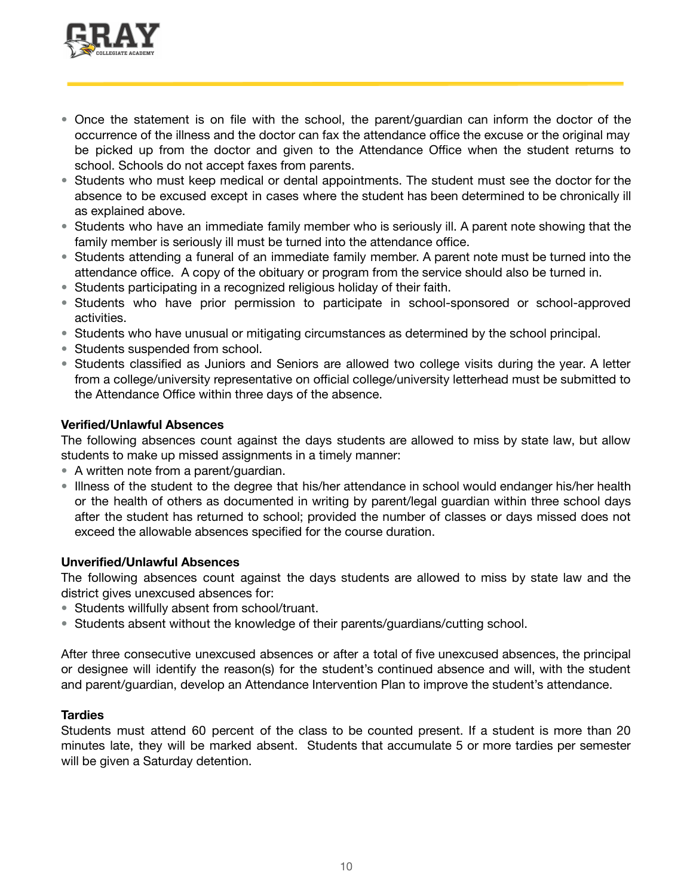- Once the statement is on file with the school, the parent/guardian can inform the doctor of the occurrence of the illness and the doctor can fax the attendance office the excuse or the original may be picked up from the doctor and given to the Attendance Office when the student returns to school. Schools do not accept faxes from parents.
- Students who must keep medical or dental appointments. The student must see the doctor for the absence to be excused except in cases where the student has been determined to be chronically ill as explained above.
- Students who have an immediate family member who is seriously ill. A parent note showing that the family member is seriously ill must be turned into the attendance office.
- Students attending a funeral of an immediate family member. A parent note must be turned into the attendance office. A copy of the obituary or program from the service should also be turned in.
- Students participating in a recognized religious holiday of their faith.
- Students who have prior permission to participate in school-sponsored or school-approved activities.
- Students who have unusual or mitigating circumstances as determined by the school principal.
- Students suspended from school.
- Students classified as Juniors and Seniors are allowed two college visits during the year. A letter from a college/university representative on official college/university letterhead must be submitted to the Attendance Office within three days of the absence.

**Verified/Unlawful Absences**

The following absences count against the days students are allowed to miss by state law, but allow students to make up missed assignments in a timely manner:

- A written note from a parent/guardian.
- Illness of the student to the degree that his/her attendance in school would endanger his/her health or the health of others as documented in writing by parent/legal guardian within three school days after the student has returned to school; provided the number of classes or days missed does not exceed the allowable absences specified for the course duration.

**Unverified/Unlawful Absences**

The following absences count against the days students are allowed to miss by state law and the district gives unexcused absences for:

- Students willfully absent from school/truant.
- Students absent without the knowledge of their parents/guardians/cutting school.

After three consecutive unexcused absences or after a total of five unexcused absences, the principal or designee will identify the reason(s) for the student's continued absence and will, with the student and parent/guardian, develop an Attendance Intervention Plan to improve the student's attendance.

**Tardies**

Students must attend 60 percent of the class to be counted present. If a student is more than 20 minutes late, they will be marked absent. Students that accumulate 5 or more tardies per semester will be given a Saturday detention.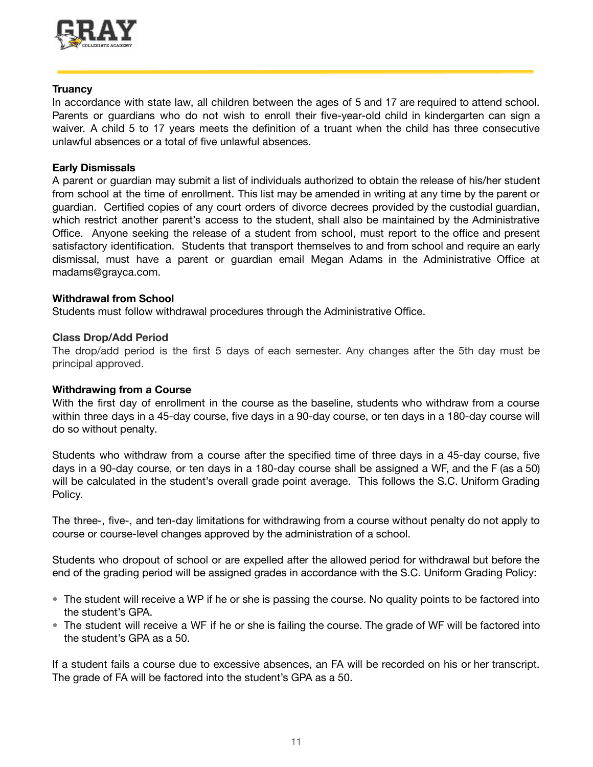**Truancy**

In accordance with state law, all children between the ages of 5 and 17 are required to attend school. Parents or guardians who do not wish to enroll their five-year-old child in kindergarten can sign a waiver. A child 5 to 17 years meets the definition of a truant when the child has three consecutive unlawful absences or a total of five unlawful absences.

**Early Dismissals**

A parent or guardian may submit a list of individuals authorized to obtain the release of his/her student from school at the time of enrollment. This list may be amended in writing at any time by the parent or guardian. Certified copies of any court orders of divorce decrees provided by the custodial guardian, which restrict another parent's access to the student, shall also be maintained by the Administrative Office. Anyone seeking the release of a student from school, must report to the office and present satisfactory identification. Students that transport themselves to and from school and require an early dismissal, must have a parent or guardian email Megan Adams in the Administrative Office at madams@grayca.com.

**Withdrawal from School**

Students must follow withdrawal procedures through the Administrative Office.

**Class Drop/Add Period**

The drop/add period is the first 5 days of each semester. Any changes after the 5th day must be principal approved.

**Withdrawing from a Course**

With the first day of enrollment in the course as the baseline, students who withdraw from a course within three days in a 45-day course, five days in a 90-day course, or ten days in a 180-day course will do so without penalty.

Students who withdraw from a course after the specified time of three days in a 45-day course, five days in a 90-day course, or ten days in a 180-day course shall be assigned a WF, and the F (as a 50) will be calculated in the student's overall grade point average. This follows the S.C. Uniform Grading Policy.

The three-, five-, and ten-day limitations for withdrawing from a course without penalty do not apply to course or course-level changes approved by the administration of a school.

Students who dropout of school or are expelled after the allowed period for withdrawal but before the end of the grading period will be assigned grades in accordance with the S.C. Uniform Grading Policy:

- The student will receive a WP if he or she is passing the course. No quality points to be factored into the student's GPA.
- The student will receive a WF if he or she is failing the course. The grade of WF will be factored into the student's GPA as a 50.

If a student fails a course due to excessive absences, an FA will be recorded on his or her transcript. The grade of FA will be factored into the student's GPA as a 50.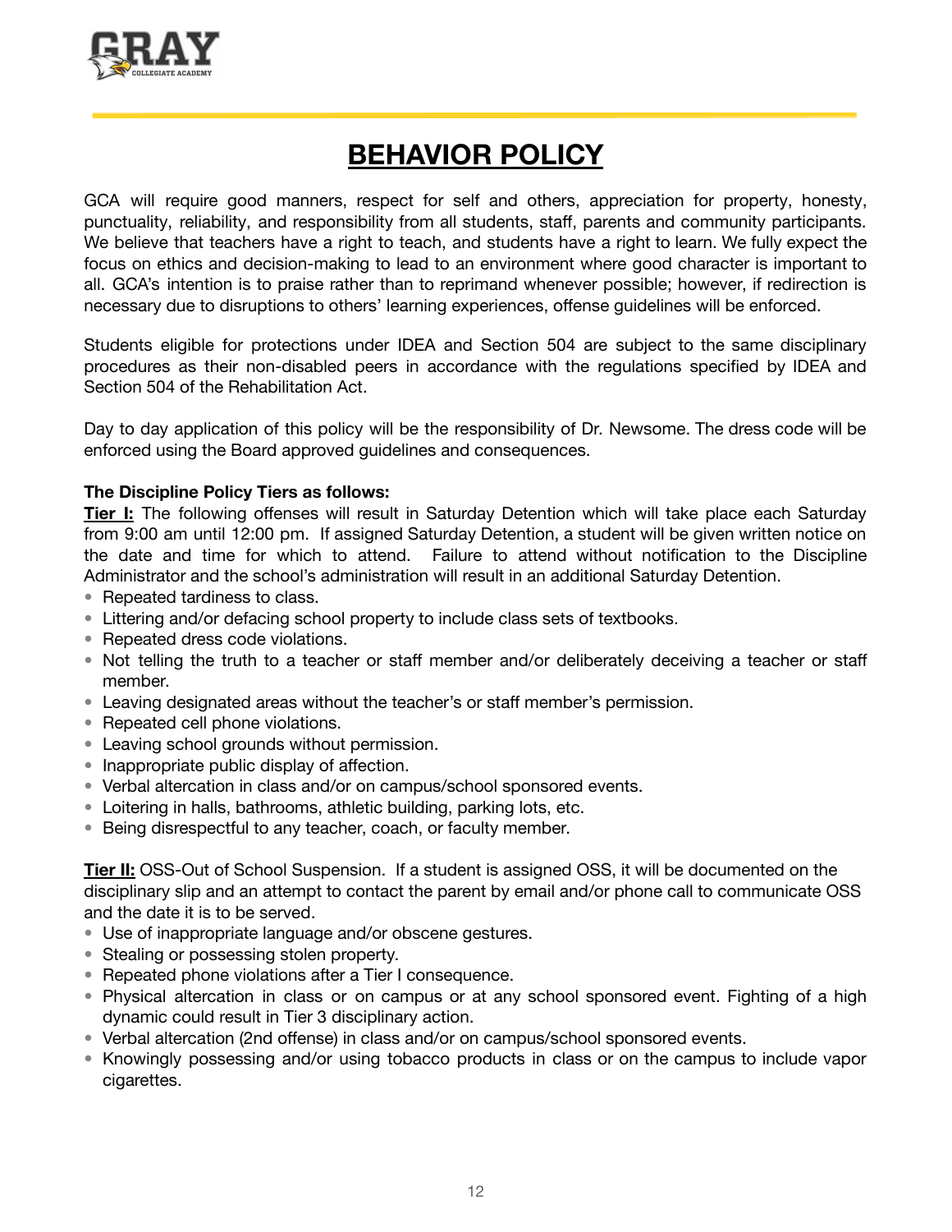# BEHAVIOR POLICY

GCA will require good manners, respect for self and others, appreciation for property, honesty, punctuality, reliability, and responsibility from all students, staff, parents and community participants. We believe that teachers have a right to teach, and students have a right to learn. We fully expect the focus on ethics and decision-making to lead to an environment where good character is important to all. GCA's intention is to praise rather than to reprimand whenever possible; however, if redirection is necessary due to disruptions to others' learning experiences, offense guidelines will be enforced.

Students eligible for protections under IDEA and Section 504 are subject to the same disciplinary procedures as their non-disabled peers in accordance with the regulations specified by IDEA and Section 504 of the Rehabilitation Act.

Day to day application of this policy will be the responsibility of Dr. Newsome. The dress code will be enforced using the Board approved guidelines and consequences.

**The Discipline Policy Tiers as follows:**

**Tier I:** The following offenses will result in Saturday Detention which will take place each Saturday from 9:00 am until 12:00 pm. If assigned Saturday Detention, a student will be given written notice on the date and time for which to attend. Failure to attend without notification to the Discipline Administrator and the school's administration will result in an additional Saturday Detention.

- Repeated tardiness to class.
- Littering and/or defacing school property to include class sets of textbooks.
- Repeated dress code violations.
- Not telling the truth to a teacher or staff member and/or deliberately deceiving a teacher or staff member.
- Leaving designated areas without the teacher's or staff member's permission.
- Repeated cell phone violations.
- Leaving school grounds without permission.
- Inappropriate public display of affection.
- Verbal altercation in class and/or on campus/school sponsored events.
- Loitering in halls, bathrooms, athletic building, parking lots, etc.
- Being disrespectful to any teacher, coach, or faculty member.

**Tier II:** OSS-Out of School Suspension. If a student is assigned OSS, it will be documented on the disciplinary slip and an attempt to contact the parent by email and/or phone call to communicate OSS and the date it is to be served.

- Use of inappropriate language and/or obscene gestures.
- Stealing or possessing stolen property.
- Repeated phone violations after a Tier I consequence.
- Physical altercation in class or on campus or at any school sponsored event. Fighting of a high dynamic could result in Tier 3 disciplinary action.
- Verbal altercation (2nd offense) in class and/or on campus/school sponsored events.
- Knowingly possessing and/or using tobacco products in class or on the campus to include vapor cigarettes.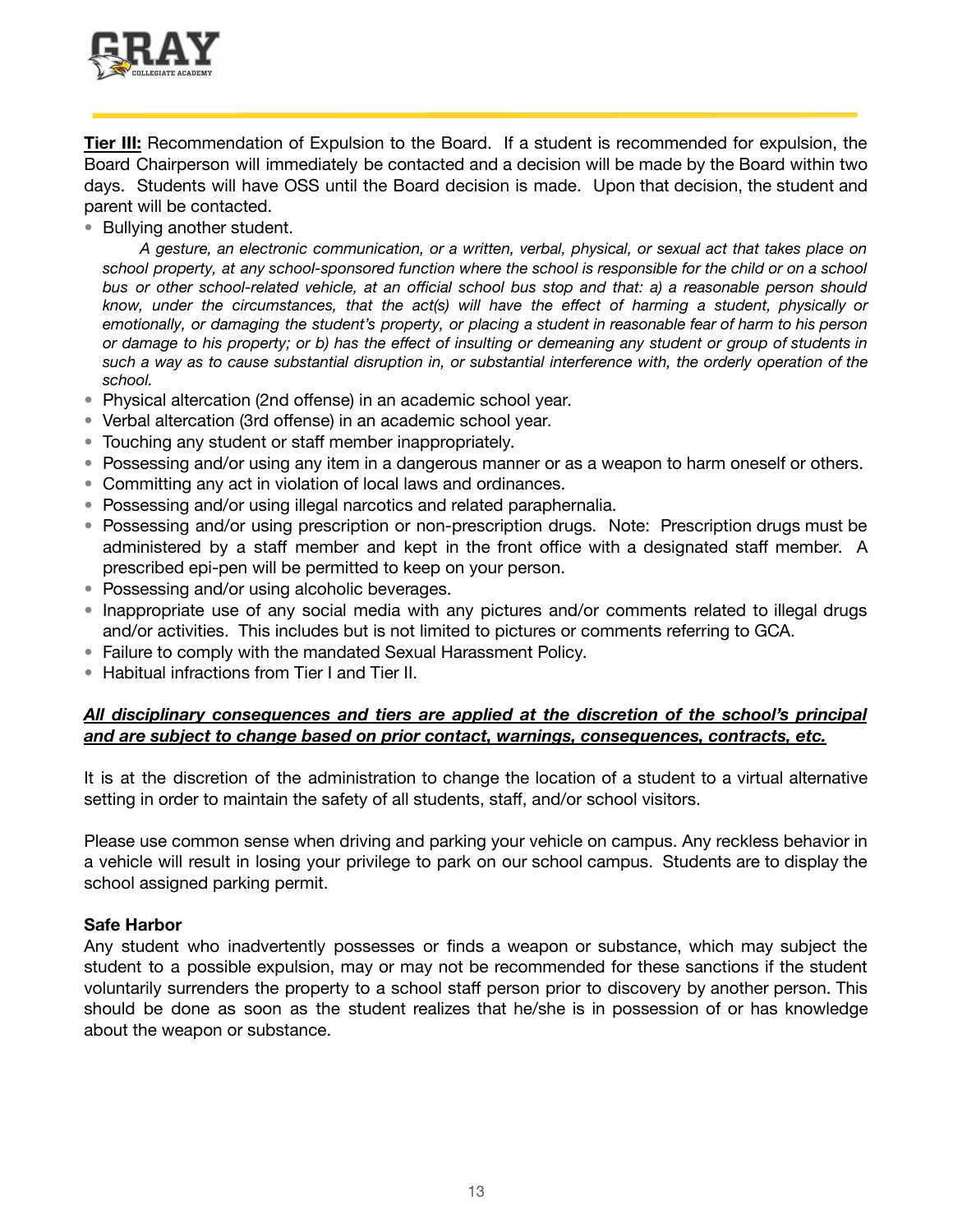**<u>Tier III:</u>** Recommendation of Expulsion to the Board. If a student is recommended for expulsion, the Board Chairperson will immediately be contacted and a decision will be made by the Board within two days. Students will have OSS until the Board decision is made. Upon that decision, the student and parent will be contacted.

- Bullying another student.

  *A gesture, an electronic communication, or a written, verbal, physical, or sexual act that takes place on school property, at any school-sponsored function where the school is responsible for the child or on a school bus or other school-related vehicle, at an official school bus stop and that: a) a reasonable person should know, under the circumstances, that the act(s) will have the effect of harming a student, physically or emotionally, or damaging the student's property, or placing a student in reasonable fear of harm to his person or damage to his property; or b) has the effect of insulting or demeaning any student or group of students in such a way as to cause substantial disruption in, or substantial interference with, the orderly operation of the school.*

- Physical altercation (2nd offense) in an academic school year.
- Verbal altercation (3rd offense) in an academic school year.
- Touching any student or staff member inappropriately.
- Possessing and/or using any item in a dangerous manner or as a weapon to harm oneself or others.
- Committing any act in violation of local laws and ordinances.
- Possessing and/or using illegal narcotics and related paraphernalia.
- Possessing and/or using prescription or non-prescription drugs. Note: Prescription drugs must be administered by a staff member and kept in the front office with a designated staff member. A prescribed epi-pen will be permitted to keep on your person.
- Possessing and/or using alcoholic beverages.
- Inappropriate use of any social media with any pictures and/or comments related to illegal drugs and/or activities. This includes but is not limited to pictures or comments referring to GCA.
- Failure to comply with the mandated Sexual Harassment Policy.
- Habitual infractions from Tier I and Tier II.

***<u>All disciplinary consequences and tiers are applied at the discretion of the school's principal and are subject to change based on prior contact, warnings, consequences, contracts, etc.</u>***

It is at the discretion of the administration to change the location of a student to a virtual alternative setting in order to maintain the safety of all students, staff, and/or school visitors.

Please use common sense when driving and parking your vehicle on campus. Any reckless behavior in a vehicle will result in losing your privilege to park on our school campus. Students are to display the school assigned parking permit.

**Safe Harbor**

Any student who inadvertently possesses or finds a weapon or substance, which may subject the student to a possible expulsion, may or may not be recommended for these sanctions if the student voluntarily surrenders the property to a school staff person prior to discovery by another person. This should be done as soon as the student realizes that he/she is in possession of or has knowledge about the weapon or substance.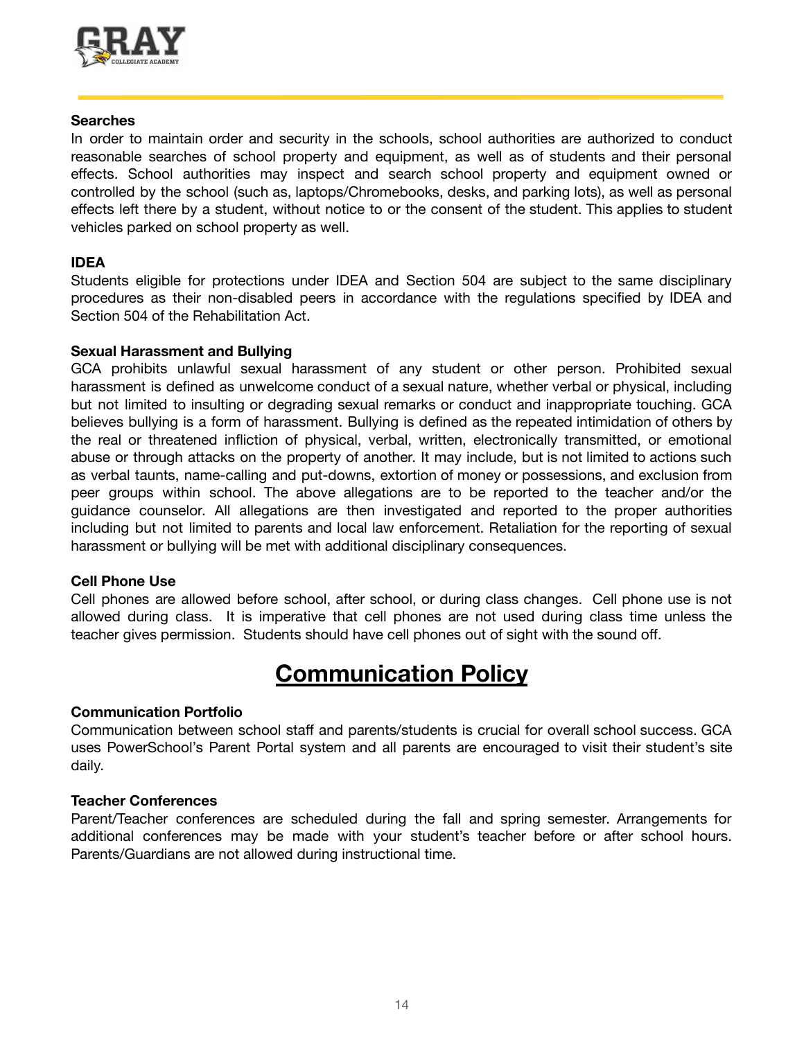**Searches**

In order to maintain order and security in the schools, school authorities are authorized to conduct reasonable searches of school property and equipment, as well as of students and their personal effects. School authorities may inspect and search school property and equipment owned or controlled by the school (such as, laptops/Chromebooks, desks, and parking lots), as well as personal effects left there by a student, without notice to or the consent of the student. This applies to student vehicles parked on school property as well.

**IDEA**

Students eligible for protections under IDEA and Section 504 are subject to the same disciplinary procedures as their non-disabled peers in accordance with the regulations specified by IDEA and Section 504 of the Rehabilitation Act.

**Sexual Harassment and Bullying**

GCA prohibits unlawful sexual harassment of any student or other person. Prohibited sexual harassment is defined as unwelcome conduct of a sexual nature, whether verbal or physical, including but not limited to insulting or degrading sexual remarks or conduct and inappropriate touching. GCA believes bullying is a form of harassment. Bullying is defined as the repeated intimidation of others by the real or threatened infliction of physical, verbal, written, electronically transmitted, or emotional abuse or through attacks on the property of another. It may include, but is not limited to actions such as verbal taunts, name-calling and put-downs, extortion of money or possessions, and exclusion from peer groups within school. The above allegations are to be reported to the teacher and/or the guidance counselor. All allegations are then investigated and reported to the proper authorities including but not limited to parents and local law enforcement. Retaliation for the reporting of sexual harassment or bullying will be met with additional disciplinary consequences.

**Cell Phone Use**

Cell phones are allowed before school, after school, or during class changes. Cell phone use is not allowed during class. It is imperative that cell phones are not used during class time unless the teacher gives permission. Students should have cell phones out of sight with the sound off.

# Communication Policy

**Communication Portfolio**

Communication between school staff and parents/students is crucial for overall school success. GCA uses PowerSchool's Parent Portal system and all parents are encouraged to visit their student's site daily.

**Teacher Conferences**

Parent/Teacher conferences are scheduled during the fall and spring semester. Arrangements for additional conferences may be made with your student's teacher before or after school hours. Parents/Guardians are not allowed during instructional time.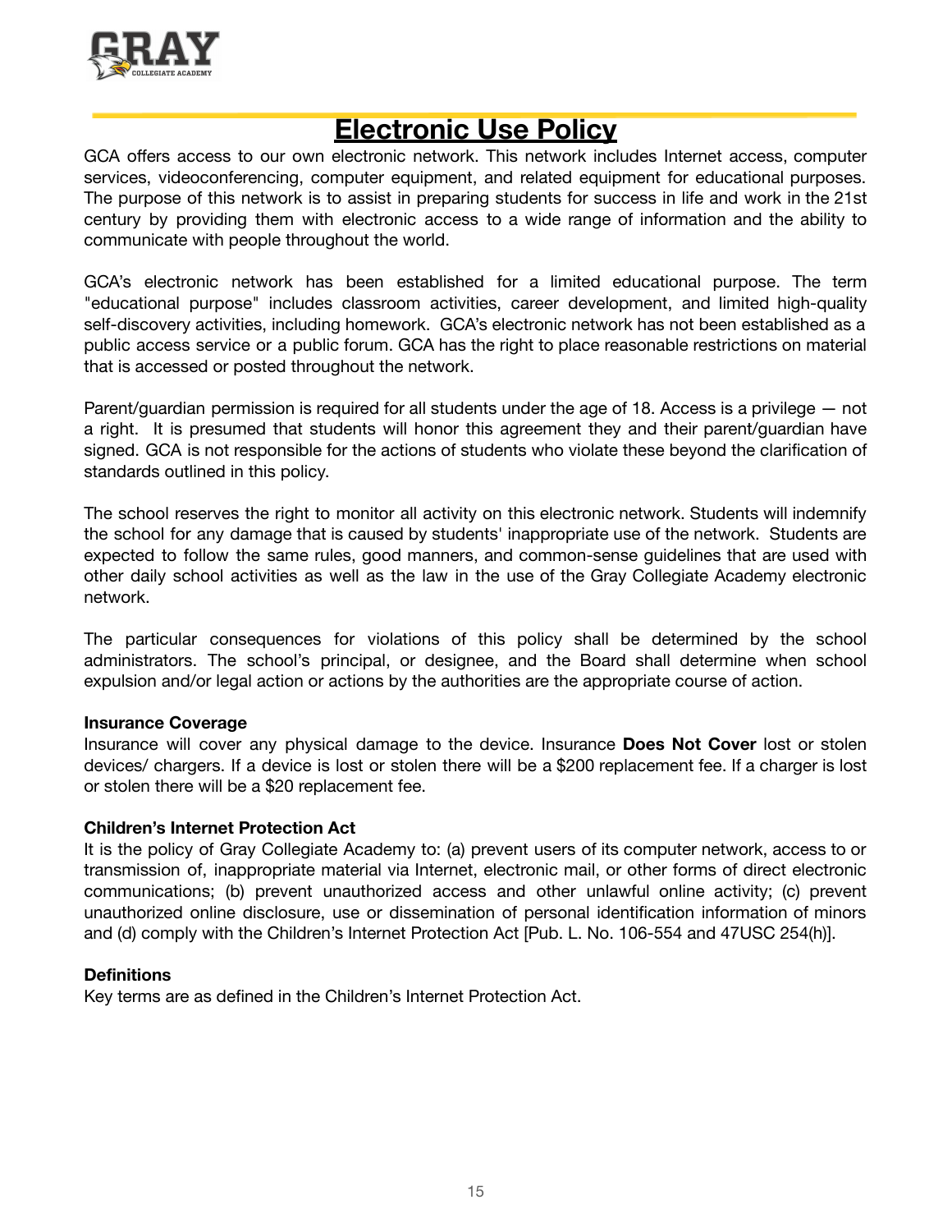# Electronic Use Policy

GCA offers access to our own electronic network. This network includes Internet access, computer services, videoconferencing, computer equipment, and related equipment for educational purposes. The purpose of this network is to assist in preparing students for success in life and work in the 21st century by providing them with electronic access to a wide range of information and the ability to communicate with people throughout the world.

GCA's electronic network has been established for a limited educational purpose. The term "educational purpose" includes classroom activities, career development, and limited high-quality self-discovery activities, including homework. GCA's electronic network has not been established as a public access service or a public forum. GCA has the right to place reasonable restrictions on material that is accessed or posted throughout the network.

Parent/guardian permission is required for all students under the age of 18. Access is a privilege — not a right. It is presumed that students will honor this agreement they and their parent/guardian have signed. GCA is not responsible for the actions of students who violate these beyond the clarification of standards outlined in this policy.

The school reserves the right to monitor all activity on this electronic network. Students will indemnify the school for any damage that is caused by students' inappropriate use of the network. Students are expected to follow the same rules, good manners, and common-sense guidelines that are used with other daily school activities as well as the law in the use of the Gray Collegiate Academy electronic network.

The particular consequences for violations of this policy shall be determined by the school administrators. The school's principal, or designee, and the Board shall determine when school expulsion and/or legal action or actions by the authorities are the appropriate course of action.

**Insurance Coverage**

Insurance will cover any physical damage to the device. Insurance **Does Not Cover** lost or stolen devices/ chargers. If a device is lost or stolen there will be a $200 replacement fee. If a charger is lost or stolen there will be a $20 replacement fee.

**Children's Internet Protection Act**

It is the policy of Gray Collegiate Academy to: (a) prevent users of its computer network, access to or transmission of, inappropriate material via Internet, electronic mail, or other forms of direct electronic communications; (b) prevent unauthorized access and other unlawful online activity; (c) prevent unauthorized online disclosure, use or dissemination of personal identification information of minors and (d) comply with the Children's Internet Protection Act [Pub. L. No. 106-554 and 47USC 254(h)].

**Definitions**

Key terms are as defined in the Children's Internet Protection Act.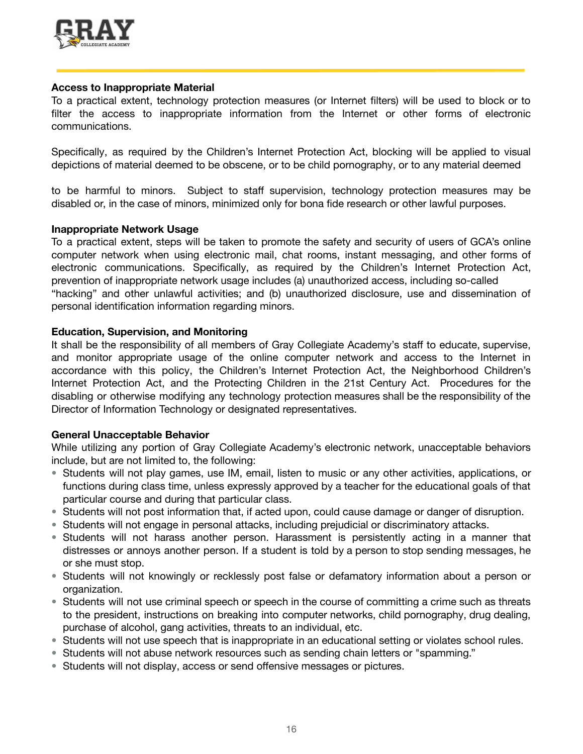**Access to Inappropriate Material**

To a practical extent, technology protection measures (or Internet filters) will be used to block or to filter the access to inappropriate information from the Internet or other forms of electronic communications.

Specifically, as required by the Children's Internet Protection Act, blocking will be applied to visual depictions of material deemed to be obscene, or to be child pornography, or to any material deemed to be harmful to minors. Subject to staff supervision, technology protection measures may be disabled or, in the case of minors, minimized only for bona fide research or other lawful purposes.

**Inappropriate Network Usage**

To a practical extent, steps will be taken to promote the safety and security of users of GCA's online computer network when using electronic mail, chat rooms, instant messaging, and other forms of electronic communications. Specifically, as required by the Children's Internet Protection Act, prevention of inappropriate network usage includes (a) unauthorized access, including so-called "hacking" and other unlawful activities; and (b) unauthorized disclosure, use and dissemination of personal identification information regarding minors.

**Education, Supervision, and Monitoring**

It shall be the responsibility of all members of Gray Collegiate Academy's staff to educate, supervise, and monitor appropriate usage of the online computer network and access to the Internet in accordance with this policy, the Children's Internet Protection Act, the Neighborhood Children's Internet Protection Act, and the Protecting Children in the 21st Century Act. Procedures for the disabling or otherwise modifying any technology protection measures shall be the responsibility of the Director of Information Technology or designated representatives.

**General Unacceptable Behavior**

While utilizing any portion of Gray Collegiate Academy's electronic network, unacceptable behaviors include, but are not limited to, the following:

- Students will not play games, use IM, email, listen to music or any other activities, applications, or functions during class time, unless expressly approved by a teacher for the educational goals of that particular course and during that particular class.
- Students will not post information that, if acted upon, could cause damage or danger of disruption.
- Students will not engage in personal attacks, including prejudicial or discriminatory attacks.
- Students will not harass another person. Harassment is persistently acting in a manner that distresses or annoys another person. If a student is told by a person to stop sending messages, he or she must stop.
- Students will not knowingly or recklessly post false or defamatory information about a person or organization.
- Students will not use criminal speech or speech in the course of committing a crime such as threats to the president, instructions on breaking into computer networks, child pornography, drug dealing, purchase of alcohol, gang activities, threats to an individual, etc.
- Students will not use speech that is inappropriate in an educational setting or violates school rules.
- Students will not abuse network resources such as sending chain letters or "spamming."
- Students will not display, access or send offensive messages or pictures.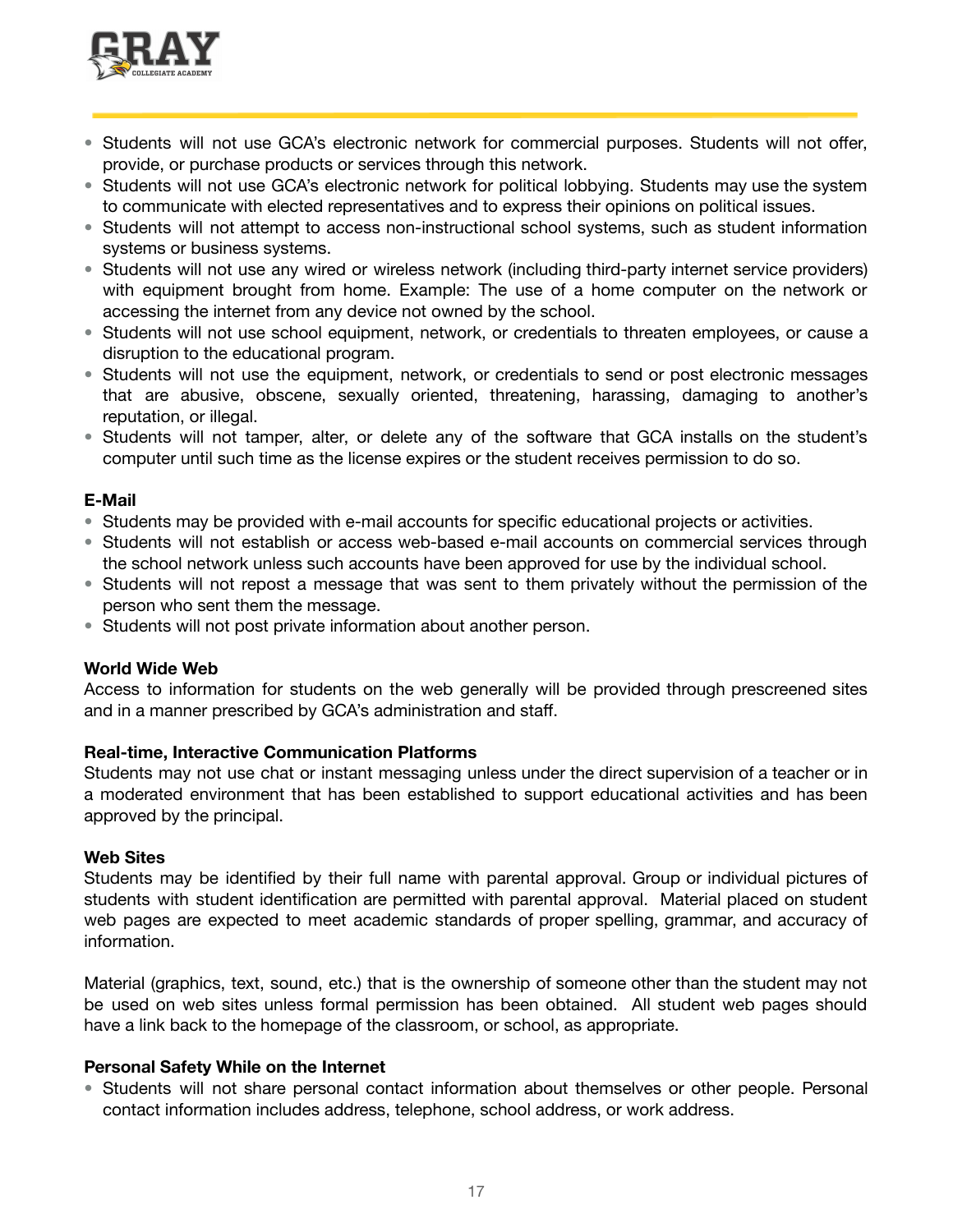- Students will not use GCA's electronic network for commercial purposes. Students will not offer, provide, or purchase products or services through this network.
- Students will not use GCA's electronic network for political lobbying. Students may use the system to communicate with elected representatives and to express their opinions on political issues.
- Students will not attempt to access non-instructional school systems, such as student information systems or business systems.
- Students will not use any wired or wireless network (including third-party internet service providers) with equipment brought from home. Example: The use of a home computer on the network or accessing the internet from any device not owned by the school.
- Students will not use school equipment, network, or credentials to threaten employees, or cause a disruption to the educational program.
- Students will not use the equipment, network, or credentials to send or post electronic messages that are abusive, obscene, sexually oriented, threatening, harassing, damaging to another's reputation, or illegal.
- Students will not tamper, alter, or delete any of the software that GCA installs on the student's computer until such time as the license expires or the student receives permission to do so.

**E-Mail**

- Students may be provided with e-mail accounts for specific educational projects or activities.
- Students will not establish or access web-based e-mail accounts on commercial services through the school network unless such accounts have been approved for use by the individual school.
- Students will not repost a message that was sent to them privately without the permission of the person who sent them the message.
- Students will not post private information about another person.

**World Wide Web**

Access to information for students on the web generally will be provided through prescreened sites and in a manner prescribed by GCA's administration and staff.

**Real-time, Interactive Communication Platforms**

Students may not use chat or instant messaging unless under the direct supervision of a teacher or in a moderated environment that has been established to support educational activities and has been approved by the principal.

**Web Sites**

Students may be identified by their full name with parental approval. Group or individual pictures of students with student identification are permitted with parental approval. Material placed on student web pages are expected to meet academic standards of proper spelling, grammar, and accuracy of information.

Material (graphics, text, sound, etc.) that is the ownership of someone other than the student may not be used on web sites unless formal permission has been obtained. All student web pages should have a link back to the homepage of the classroom, or school, as appropriate.

**Personal Safety While on the Internet**

- Students will not share personal contact information about themselves or other people. Personal contact information includes address, telephone, school address, or work address.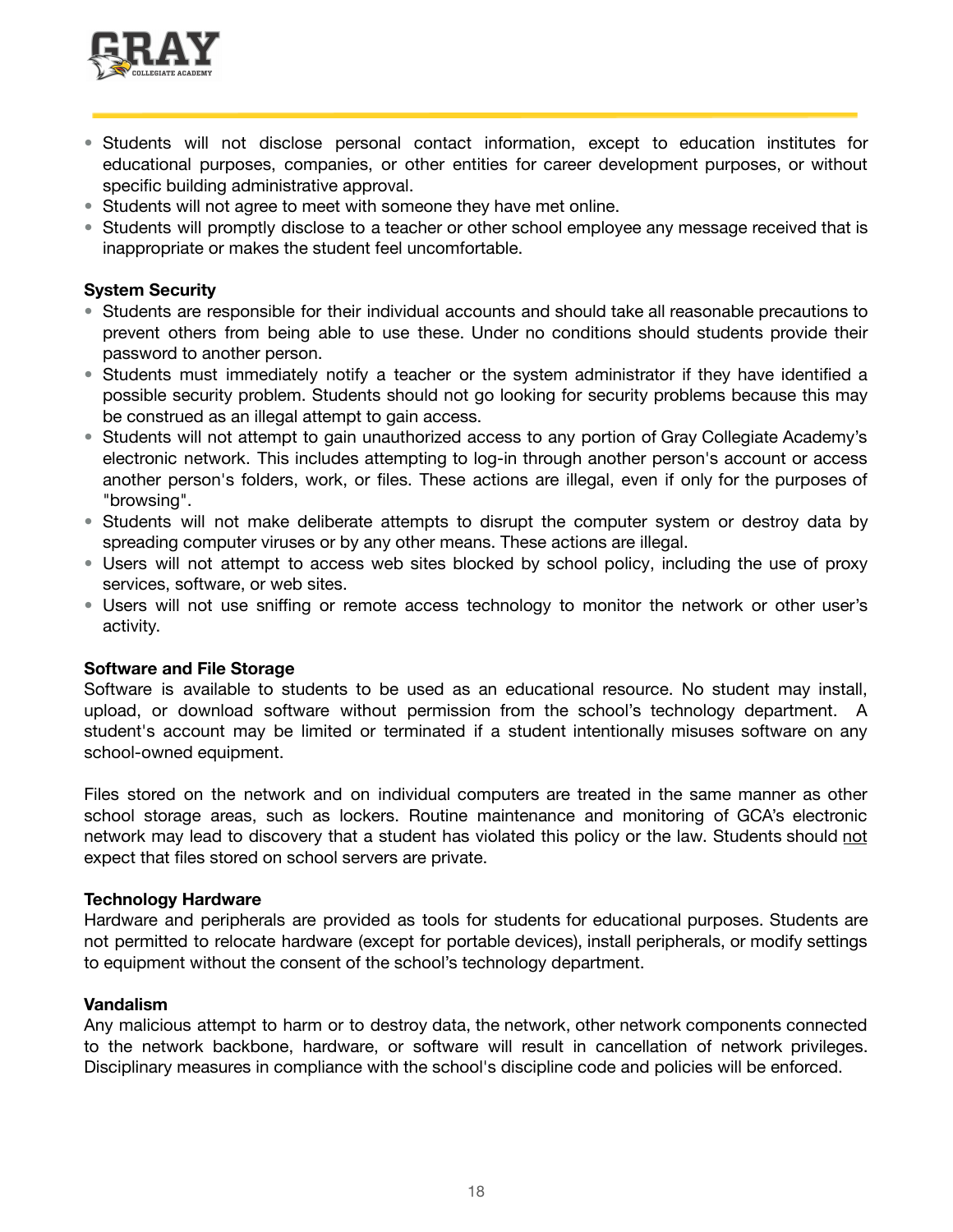- Students will not disclose personal contact information, except to education institutes for educational purposes, companies, or other entities for career development purposes, or without specific building administrative approval.
- Students will not agree to meet with someone they have met online.
- Students will promptly disclose to a teacher or other school employee any message received that is inappropriate or makes the student feel uncomfortable.

**System Security**

- Students are responsible for their individual accounts and should take all reasonable precautions to prevent others from being able to use these. Under no conditions should students provide their password to another person.
- Students must immediately notify a teacher or the system administrator if they have identified a possible security problem. Students should not go looking for security problems because this may be construed as an illegal attempt to gain access.
- Students will not attempt to gain unauthorized access to any portion of Gray Collegiate Academy's electronic network. This includes attempting to log-in through another person's account or access another person's folders, work, or files. These actions are illegal, even if only for the purposes of "browsing".
- Students will not make deliberate attempts to disrupt the computer system or destroy data by spreading computer viruses or by any other means. These actions are illegal.
- Users will not attempt to access web sites blocked by school policy, including the use of proxy services, software, or web sites.
- Users will not use sniffing or remote access technology to monitor the network or other user's activity.

**Software and File Storage**

Software is available to students to be used as an educational resource. No student may install, upload, or download software without permission from the school's technology department. A student's account may be limited or terminated if a student intentionally misuses software on any school-owned equipment.

Files stored on the network and on individual computers are treated in the same manner as other school storage areas, such as lockers. Routine maintenance and monitoring of GCA's electronic network may lead to discovery that a student has violated this policy or the law. Students should <u>not</u> expect that files stored on school servers are private.

**Technology Hardware**

Hardware and peripherals are provided as tools for students for educational purposes. Students are not permitted to relocate hardware (except for portable devices), install peripherals, or modify settings to equipment without the consent of the school's technology department.

**Vandalism**

Any malicious attempt to harm or to destroy data, the network, other network components connected to the network backbone, hardware, or software will result in cancellation of network privileges. Disciplinary measures in compliance with the school's discipline code and policies will be enforced.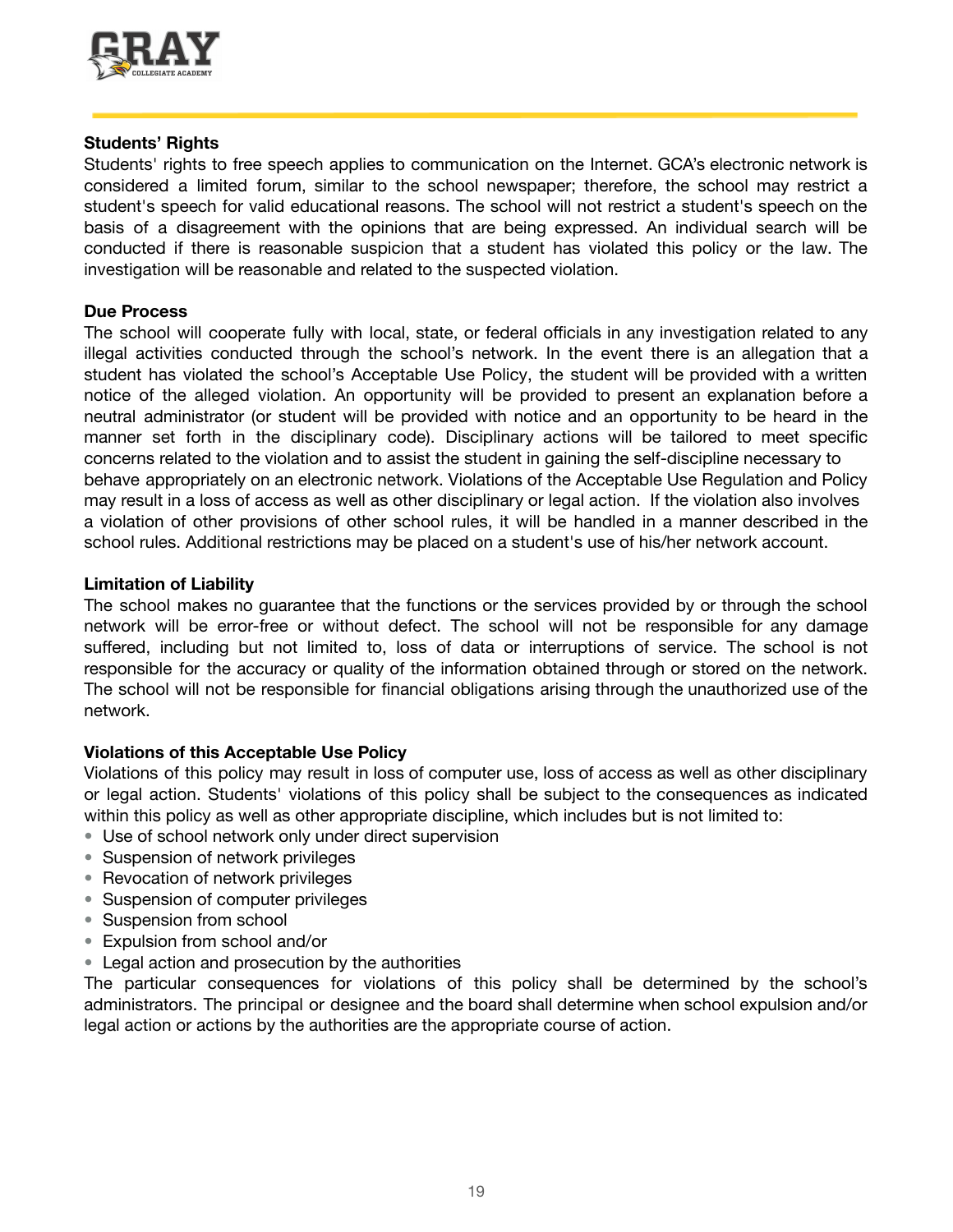**Students' Rights**

Students' rights to free speech applies to communication on the Internet. GCA's electronic network is considered a limited forum, similar to the school newspaper; therefore, the school may restrict a student's speech for valid educational reasons. The school will not restrict a student's speech on the basis of a disagreement with the opinions that are being expressed. An individual search will be conducted if there is reasonable suspicion that a student has violated this policy or the law. The investigation will be reasonable and related to the suspected violation.

**Due Process**

The school will cooperate fully with local, state, or federal officials in any investigation related to any illegal activities conducted through the school's network. In the event there is an allegation that a student has violated the school's Acceptable Use Policy, the student will be provided with a written notice of the alleged violation. An opportunity will be provided to present an explanation before a neutral administrator (or student will be provided with notice and an opportunity to be heard in the manner set forth in the disciplinary code). Disciplinary actions will be tailored to meet specific concerns related to the violation and to assist the student in gaining the self-discipline necessary to behave appropriately on an electronic network. Violations of the Acceptable Use Regulation and Policy may result in a loss of access as well as other disciplinary or legal action. If the violation also involves a violation of other provisions of other school rules, it will be handled in a manner described in the school rules. Additional restrictions may be placed on a student's use of his/her network account.

**Limitation of Liability**

The school makes no guarantee that the functions or the services provided by or through the school network will be error-free or without defect. The school will not be responsible for any damage suffered, including but not limited to, loss of data or interruptions of service. The school is not responsible for the accuracy or quality of the information obtained through or stored on the network. The school will not be responsible for financial obligations arising through the unauthorized use of the network.

**Violations of this Acceptable Use Policy**

Violations of this policy may result in loss of computer use, loss of access as well as other disciplinary or legal action. Students' violations of this policy shall be subject to the consequences as indicated within this policy as well as other appropriate discipline, which includes but is not limited to:

- Use of school network only under direct supervision
- Suspension of network privileges
- Revocation of network privileges
- Suspension of computer privileges
- Suspension from school
- Expulsion from school and/or
- Legal action and prosecution by the authorities

The particular consequences for violations of this policy shall be determined by the school's administrators. The principal or designee and the board shall determine when school expulsion and/or legal action or actions by the authorities are the appropriate course of action.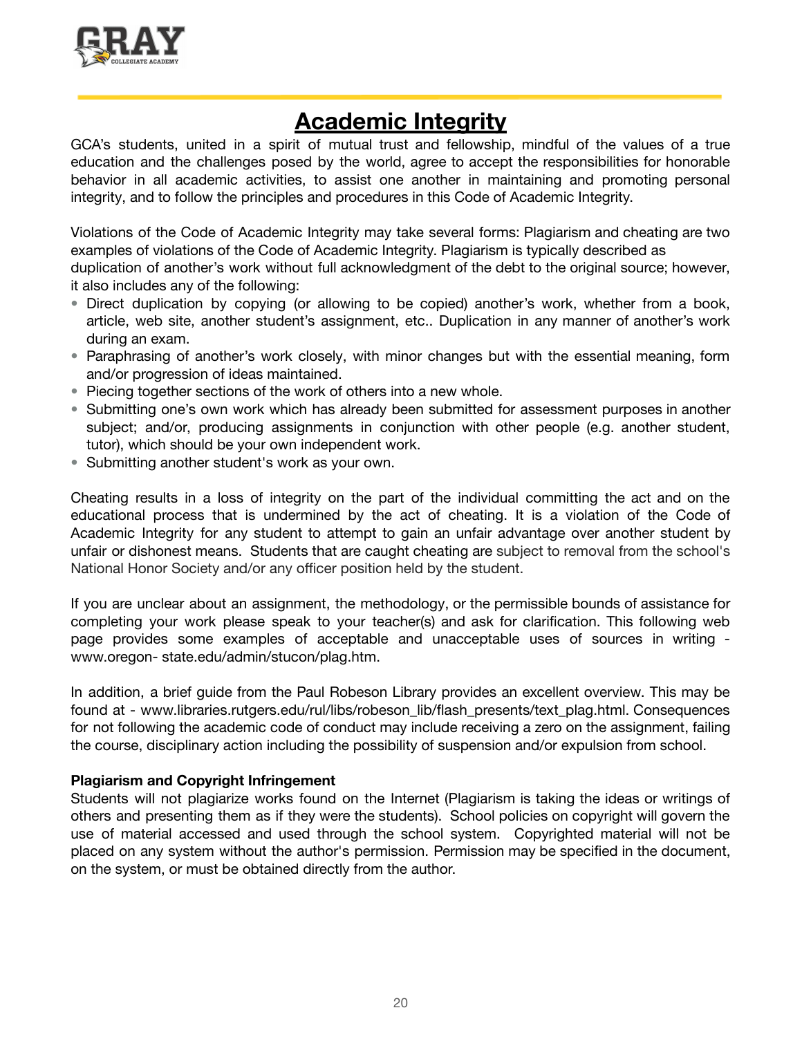# Academic Integrity

GCA's students, united in a spirit of mutual trust and fellowship, mindful of the values of a true education and the challenges posed by the world, agree to accept the responsibilities for honorable behavior in all academic activities, to assist one another in maintaining and promoting personal integrity, and to follow the principles and procedures in this Code of Academic Integrity.

Violations of the Code of Academic Integrity may take several forms: Plagiarism and cheating are two examples of violations of the Code of Academic Integrity. Plagiarism is typically described as duplication of another's work without full acknowledgment of the debt to the original source; however, it also includes any of the following:

- Direct duplication by copying (or allowing to be copied) another's work, whether from a book, article, web site, another student's assignment, etc.. Duplication in any manner of another's work during an exam.
- Paraphrasing of another's work closely, with minor changes but with the essential meaning, form and/or progression of ideas maintained.
- Piecing together sections of the work of others into a new whole.
- Submitting one's own work which has already been submitted for assessment purposes in another subject; and/or, producing assignments in conjunction with other people (e.g. another student, tutor), which should be your own independent work.
- Submitting another student's work as your own.

Cheating results in a loss of integrity on the part of the individual committing the act and on the educational process that is undermined by the act of cheating. It is a violation of the Code of Academic Integrity for any student to attempt to gain an unfair advantage over another student by unfair or dishonest means. Students that are caught cheating are subject to removal from the school's National Honor Society and/or any officer position held by the student.

If you are unclear about an assignment, the methodology, or the permissible bounds of assistance for completing your work please speak to your teacher(s) and ask for clarification. This following web page provides some examples of acceptable and unacceptable uses of sources in writing - www.oregon- state.edu/admin/stucon/plag.htm.

In addition, a brief guide from the Paul Robeson Library provides an excellent overview. This may be found at - www.libraries.rutgers.edu/rul/libs/robeson_lib/flash_presents/text_plag.html. Consequences for not following the academic code of conduct may include receiving a zero on the assignment, failing the course, disciplinary action including the possibility of suspension and/or expulsion from school.

**Plagiarism and Copyright Infringement**

Students will not plagiarize works found on the Internet (Plagiarism is taking the ideas or writings of others and presenting them as if they were the students). School policies on copyright will govern the use of material accessed and used through the school system. Copyrighted material will not be placed on any system without the author's permission. Permission may be specified in the document, on the system, or must be obtained directly from the author.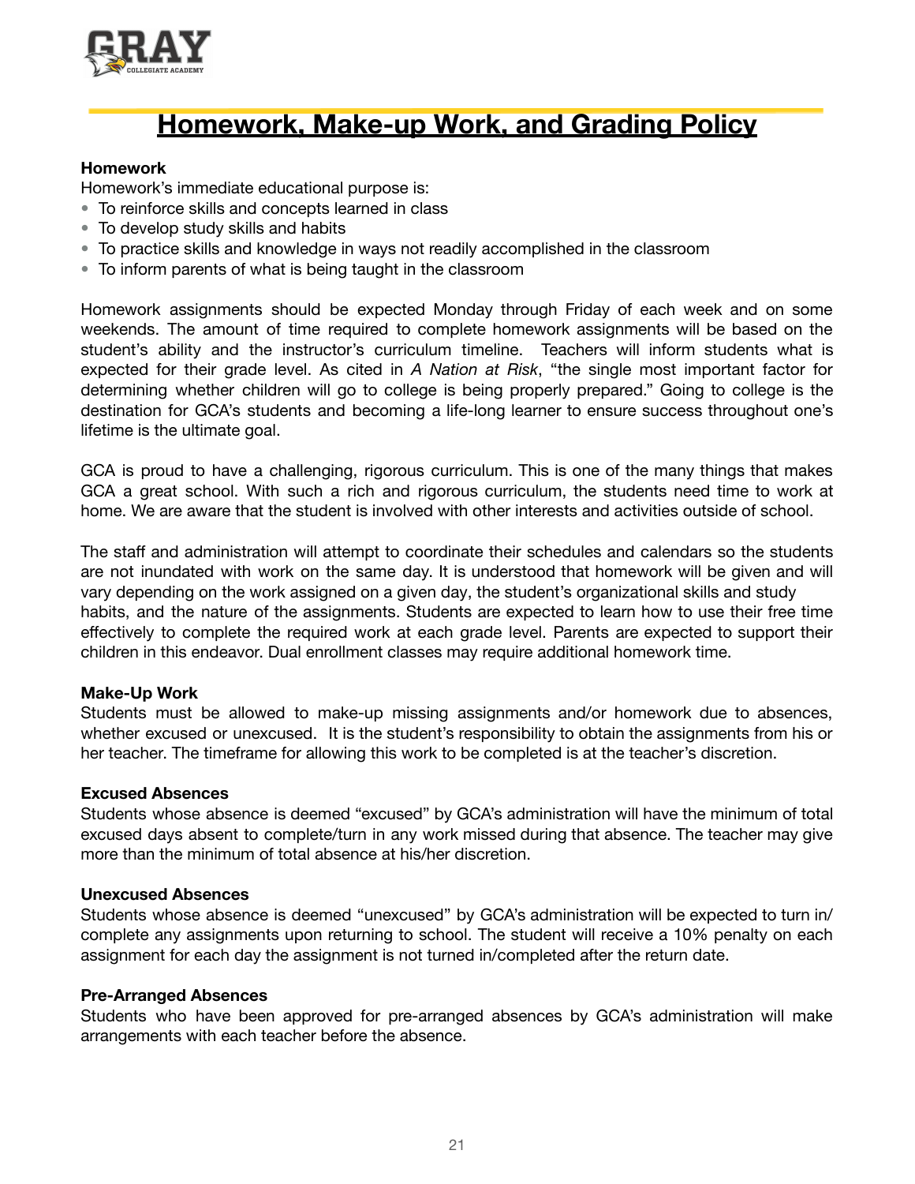# Homework, Make-up Work, and Grading Policy

**Homework**

Homework's immediate educational purpose is:

- To reinforce skills and concepts learned in class
- To develop study skills and habits
- To practice skills and knowledge in ways not readily accomplished in the classroom
- To inform parents of what is being taught in the classroom

Homework assignments should be expected Monday through Friday of each week and on some weekends. The amount of time required to complete homework assignments will be based on the student's ability and the instructor's curriculum timeline. Teachers will inform students what is expected for their grade level. As cited in *A Nation at Risk*, "the single most important factor for determining whether children will go to college is being properly prepared." Going to college is the destination for GCA's students and becoming a life-long learner to ensure success throughout one's lifetime is the ultimate goal.

GCA is proud to have a challenging, rigorous curriculum. This is one of the many things that makes GCA a great school. With such a rich and rigorous curriculum, the students need time to work at home. We are aware that the student is involved with other interests and activities outside of school.

The staff and administration will attempt to coordinate their schedules and calendars so the students are not inundated with work on the same day. It is understood that homework will be given and will vary depending on the work assigned on a given day, the student's organizational skills and study habits, and the nature of the assignments. Students are expected to learn how to use their free time effectively to complete the required work at each grade level. Parents are expected to support their children in this endeavor. Dual enrollment classes may require additional homework time.

**Make-Up Work**

Students must be allowed to make-up missing assignments and/or homework due to absences, whether excused or unexcused. It is the student's responsibility to obtain the assignments from his or her teacher. The timeframe for allowing this work to be completed is at the teacher's discretion.

**Excused Absences**

Students whose absence is deemed "excused" by GCA's administration will have the minimum of total excused days absent to complete/turn in any work missed during that absence. The teacher may give more than the minimum of total absence at his/her discretion.

**Unexcused Absences**

Students whose absence is deemed "unexcused" by GCA's administration will be expected to turn in/complete any assignments upon returning to school. The student will receive a 10% penalty on each assignment for each day the assignment is not turned in/completed after the return date.

**Pre-Arranged Absences**

Students who have been approved for pre-arranged absences by GCA's administration will make arrangements with each teacher before the absence.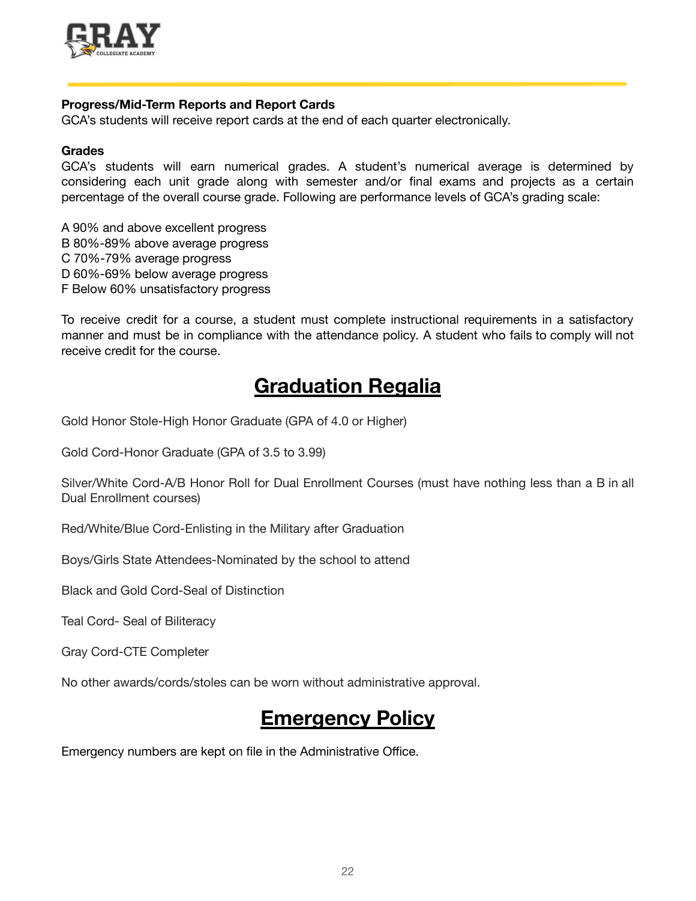**Progress/Mid-Term Reports and Report Cards**

GCA's students will receive report cards at the end of each quarter electronically.

**Grades**

GCA's students will earn numerical grades. A student's numerical average is determined by considering each unit grade along with semester and/or final exams and projects as a certain percentage of the overall course grade. Following are performance levels of GCA's grading scale:

A 90% and above excellent progress
B 80%-89% above average progress
C 70%-79% average progress
D 60%-69% below average progress
F Below 60% unsatisfactory progress

To receive credit for a course, a student must complete instructional requirements in a satisfactory manner and must be in compliance with the attendance policy. A student who fails to comply will not receive credit for the course.

# Graduation Regalia

Gold Honor Stole-High Honor Graduate (GPA of 4.0 or Higher)

Gold Cord-Honor Graduate (GPA of 3.5 to 3.99)

Silver/White Cord-A/B Honor Roll for Dual Enrollment Courses (must have nothing less than a B in all Dual Enrollment courses)

Red/White/Blue Cord-Enlisting in the Military after Graduation

Boys/Girls State Attendees-Nominated by the school to attend

Black and Gold Cord-Seal of Distinction

Teal Cord- Seal of Biliteracy

Gray Cord-CTE Completer

No other awards/cords/stoles can be worn without administrative approval.

# Emergency Policy

Emergency numbers are kept on file in the Administrative Office.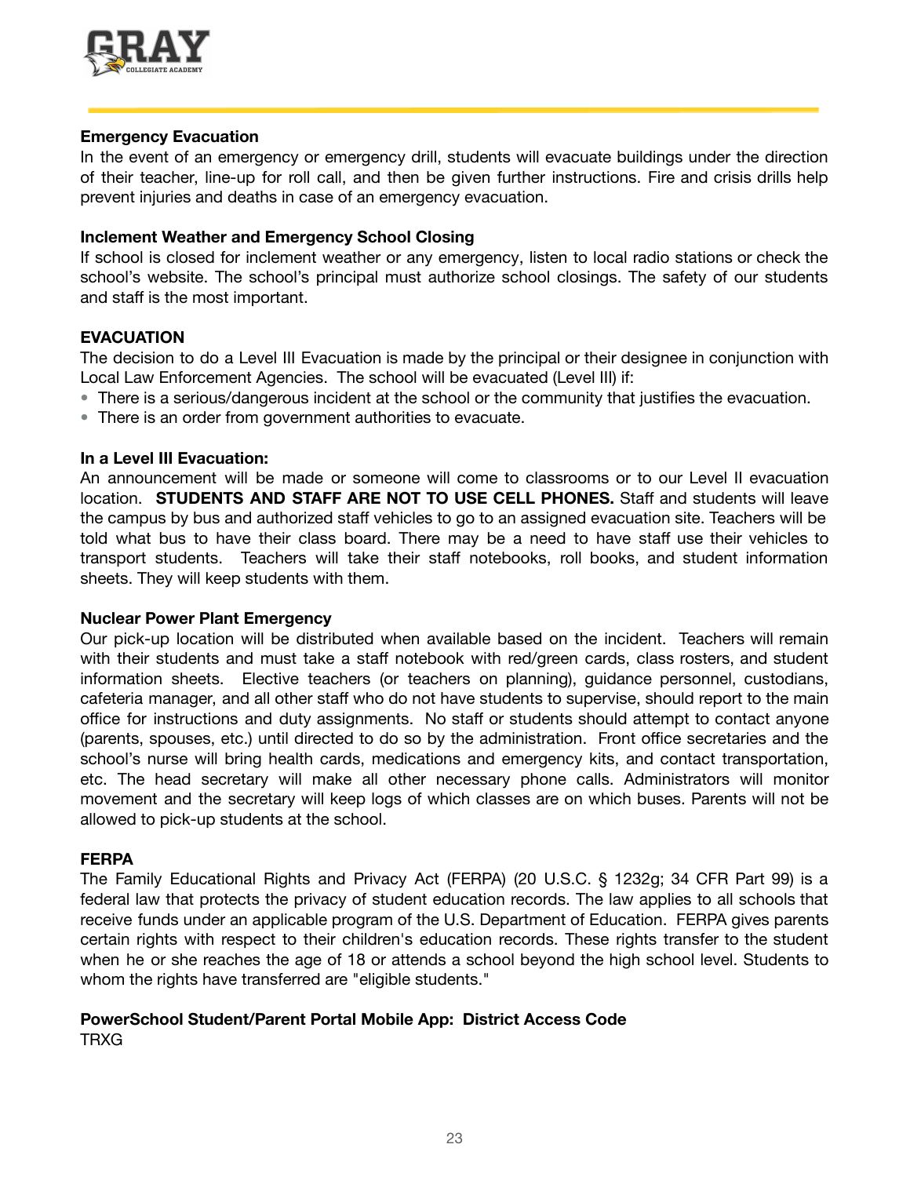**Emergency Evacuation**

In the event of an emergency or emergency drill, students will evacuate buildings under the direction of their teacher, line-up for roll call, and then be given further instructions. Fire and crisis drills help prevent injuries and deaths in case of an emergency evacuation.

**Inclement Weather and Emergency School Closing**

If school is closed for inclement weather or any emergency, listen to local radio stations or check the school's website. The school's principal must authorize school closings. The safety of our students and staff is the most important.

**EVACUATION**

The decision to do a Level III Evacuation is made by the principal or their designee in conjunction with Local Law Enforcement Agencies. The school will be evacuated (Level III) if:

- There is a serious/dangerous incident at the school or the community that justifies the evacuation.
- There is an order from government authorities to evacuate.

**In a Level III Evacuation:**

An announcement will be made or someone will come to classrooms or to our Level II evacuation location. **STUDENTS AND STAFF ARE NOT TO USE CELL PHONES.** Staff and students will leave the campus by bus and authorized staff vehicles to go to an assigned evacuation site. Teachers will be told what bus to have their class board. There may be a need to have staff use their vehicles to transport students. Teachers will take their staff notebooks, roll books, and student information sheets. They will keep students with them.

**Nuclear Power Plant Emergency**

Our pick-up location will be distributed when available based on the incident. Teachers will remain with their students and must take a staff notebook with red/green cards, class rosters, and student information sheets. Elective teachers (or teachers on planning), guidance personnel, custodians, cafeteria manager, and all other staff who do not have students to supervise, should report to the main office for instructions and duty assignments. No staff or students should attempt to contact anyone (parents, spouses, etc.) until directed to do so by the administration. Front office secretaries and the school's nurse will bring health cards, medications and emergency kits, and contact transportation, etc. The head secretary will make all other necessary phone calls. Administrators will monitor movement and the secretary will keep logs of which classes are on which buses. Parents will not be allowed to pick-up students at the school.

**FERPA**

The Family Educational Rights and Privacy Act (FERPA) (20 U.S.C. § 1232g; 34 CFR Part 99) is a federal law that protects the privacy of student education records. The law applies to all schools that receive funds under an applicable program of the U.S. Department of Education. FERPA gives parents certain rights with respect to their children's education records. These rights transfer to the student when he or she reaches the age of 18 or attends a school beyond the high school level. Students to whom the rights have transferred are "eligible students."

**PowerSchool Student/Parent Portal Mobile App: District Access Code**

TRXG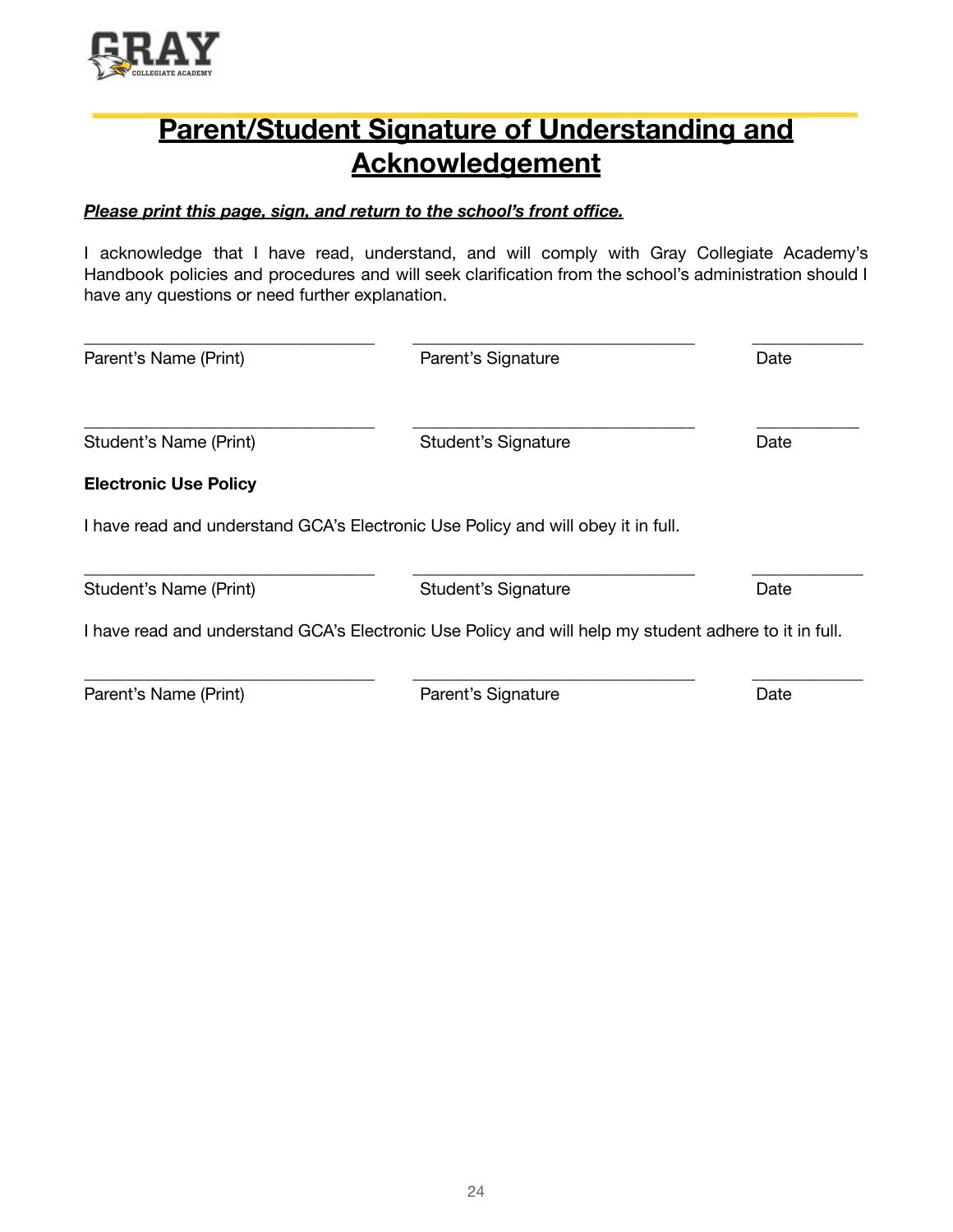# Parent/Student Signature of Understanding and Acknowledgement

***Please print this page, sign, and return to the school's front office.***

I acknowledge that I have read, understand, and will comply with Gray Collegiate Academy's Handbook policies and procedures and will seek clarification from the school's administration should I have any questions or need further explanation.

| | | |
|---|---|---|
| ______________________________ | ______________________________ | ___________ |
| Parent's Name (Print) | Parent's Signature | Date |
| ______________________________ | ______________________________ | ___________ |
| Student's Name (Print) | Student's Signature | Date |

**Electronic Use Policy**

I have read and understand GCA's Electronic Use Policy and will obey it in full.

| | | |
|---|---|---|
| ______________________________ | ______________________________ | ___________ |
| Student's Name (Print) | Student's Signature | Date |

I have read and understand GCA's Electronic Use Policy and will help my student adhere to it in full.

| | | |
|---|---|---|
| ______________________________ | ______________________________ | ___________ |
| Parent's Name (Print) | Parent's Signature | Date |